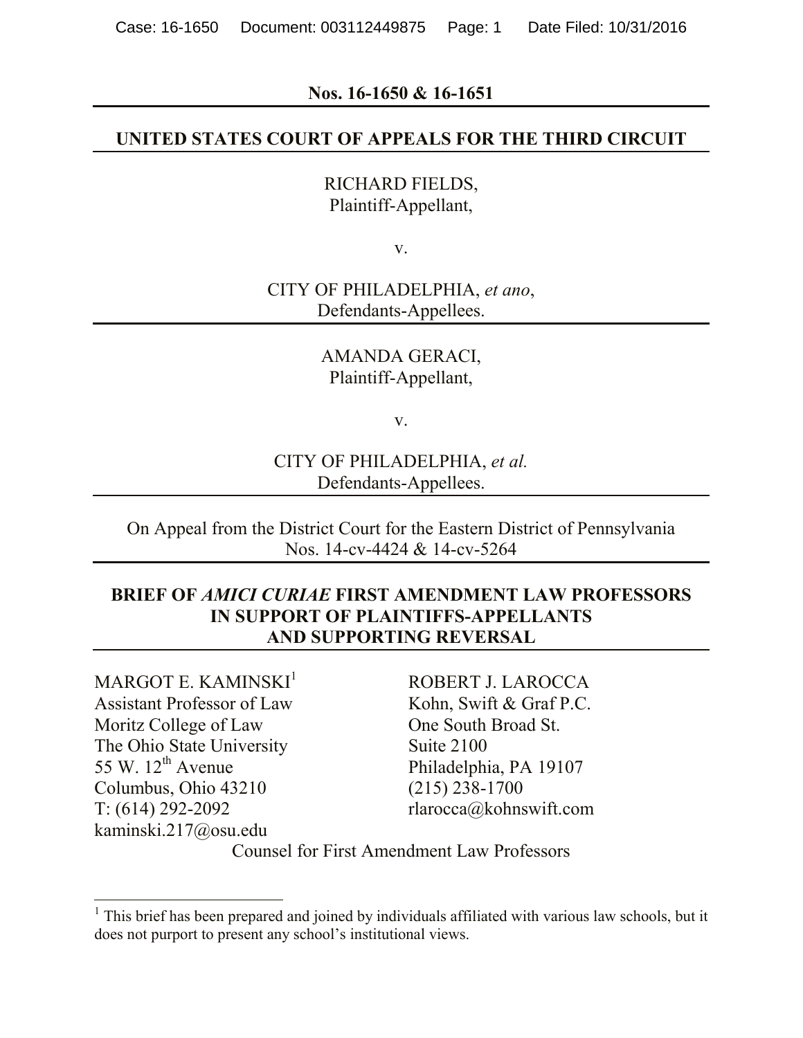**Nos. 16-1650 & 16-1651**

---

**UNITED STATES COURT OF APPEALS FOR THE THIRD CIRCUIT**

---

RICHARD FIELDS,
Plaintiff-Appellant,

v.

CITY OF PHILADELPHIA, *et ano*,
Defendants-Appellees.

---

AMANDA GERACI,
Plaintiff-Appellant,

v.

CITY OF PHILADELPHIA, *et al.*
Defendants-Appellees.

---

On Appeal from the District Court for the Eastern District of Pennsylvania
Nos. 14-cv-4424 & 14-cv-5264

---

**BRIEF OF *AMICI CURIAE* FIRST AMENDMENT LAW PROFESSORS IN SUPPORT OF PLAINTIFFS-APPELLANTS AND SUPPORTING REVERSAL**

---

MARGOT E. KAMINSKI[1]
Assistant Professor of Law
Moritz College of Law
The Ohio State University
55 W. 12th Avenue
Columbus, Ohio 43210
T: (614) 292-2092
kaminski.217@osu.edu

ROBERT J. LAROCCA
Kohn, Swift & Graf P.C.
One South Broad St.
Suite 2100
Philadelphia, PA 19107
(215) 238-1700
rlarocca@kohnswift.com

Counsel for First Amendment Law Professors

---

[1] This brief has been prepared and joined by individuals affiliated with various law schools, but it does not purport to present any school's institutional views.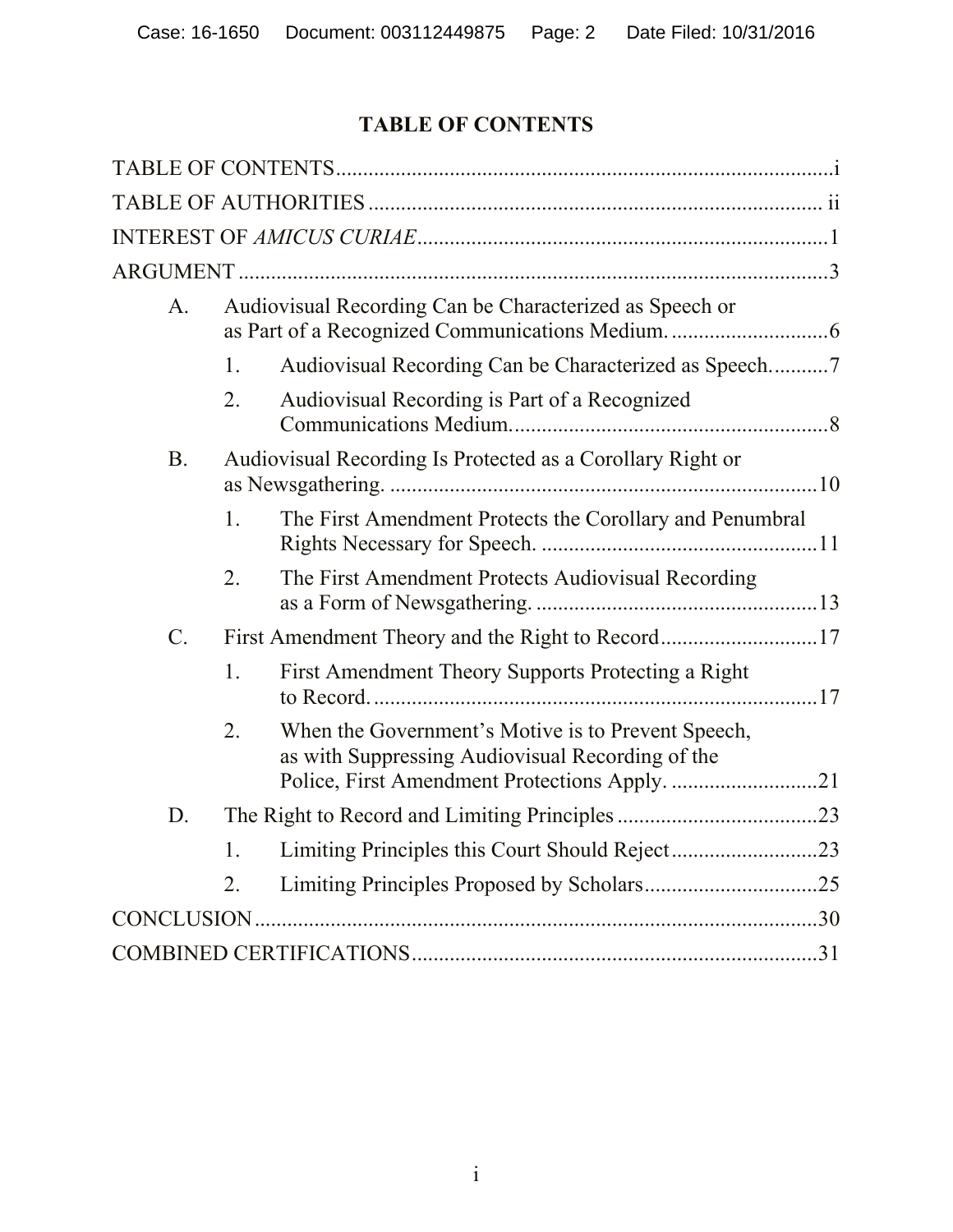# TABLE OF CONTENTS

TABLE OF CONTENTS ........................................................................................i

TABLE OF AUTHORITIES .................................................................................. ii

INTEREST OF *AMICUS CURIAE* ..........................................................................1

ARGUMENT ............................................................................................................3

A. Audiovisual Recording Can be Characterized as Speech or as Part of a Recognized Communications Medium. ............................6

  1. Audiovisual Recording Can be Characterized as Speech. ..........7

  2. Audiovisual Recording is Part of a Recognized Communications Medium. .........................................................8

B. Audiovisual Recording Is Protected as a Corollary Right or as Newsgathering. ..............................................................................10

  1. The First Amendment Protects the Corollary and Penumbral Rights Necessary for Speech. ..................................................11

  2. The First Amendment Protects Audiovisual Recording as a Form of Newsgathering. ...................................................13

C. First Amendment Theory and the Right to Record ............................17

  1. First Amendment Theory Supports Protecting a Right to Record. .................................................................................17

  2. When the Government's Motive is to Prevent Speech, as with Suppressing Audiovisual Recording of the Police, First Amendment Protections Apply. ...........................21

D. The Right to Record and Limiting Principles .....................................23

  1. Limiting Principles this Court Should Reject ...........................23

  2. Limiting Principles Proposed by Scholars ................................25

CONCLUSION .......................................................................................................30

COMBINED CERTIFICATIONS ..........................................................................31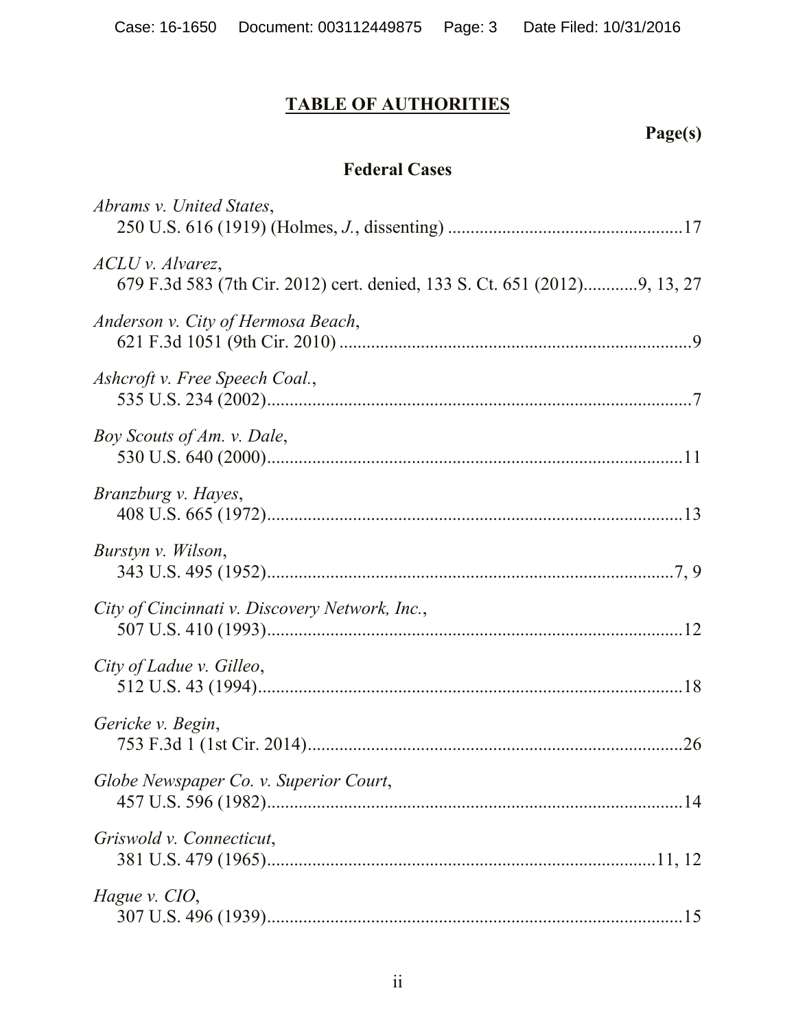# TABLE OF AUTHORITIES

**Page(s)**

## Federal Cases

*Abrams v. United States*,
250 U.S. 616 (1919) (Holmes, *J.*, dissenting) ....................................................17

*ACLU v. Alvarez*,
679 F.3d 583 (7th Cir. 2012) cert. denied, 133 S. Ct. 651 (2012)............9, 13, 27

*Anderson v. City of Hermosa Beach*,
621 F.3d 1051 (9th Cir. 2010) .............................................................................9

*Ashcroft v. Free Speech Coal.*,
535 U.S. 234 (2002)..............................................................................................7

*Boy Scouts of Am. v. Dale*,
530 U.S. 640 (2000)............................................................................................11

*Branzburg v. Hayes*,
408 U.S. 665 (1972)............................................................................................13

*Burstyn v. Wilson*,
343 U.S. 495 (1952)..........................................................................................7, 9

*City of Cincinnati v. Discovery Network, Inc.*,
507 U.S. 410 (1993)............................................................................................12

*City of Ladue v. Gilleo*,
512 U.S. 43 (1994)..............................................................................................18

*Gericke v. Begin*,
753 F.3d 1 (1st Cir. 2014)...................................................................................26

*Globe Newspaper Co. v. Superior Court*,
457 U.S. 596 (1982)............................................................................................14

*Griswold v. Connecticut*,
381 U.S. 479 (1965).......................................................................................11, 12

*Hague v. CIO*,
307 U.S. 496 (1939)............................................................................................15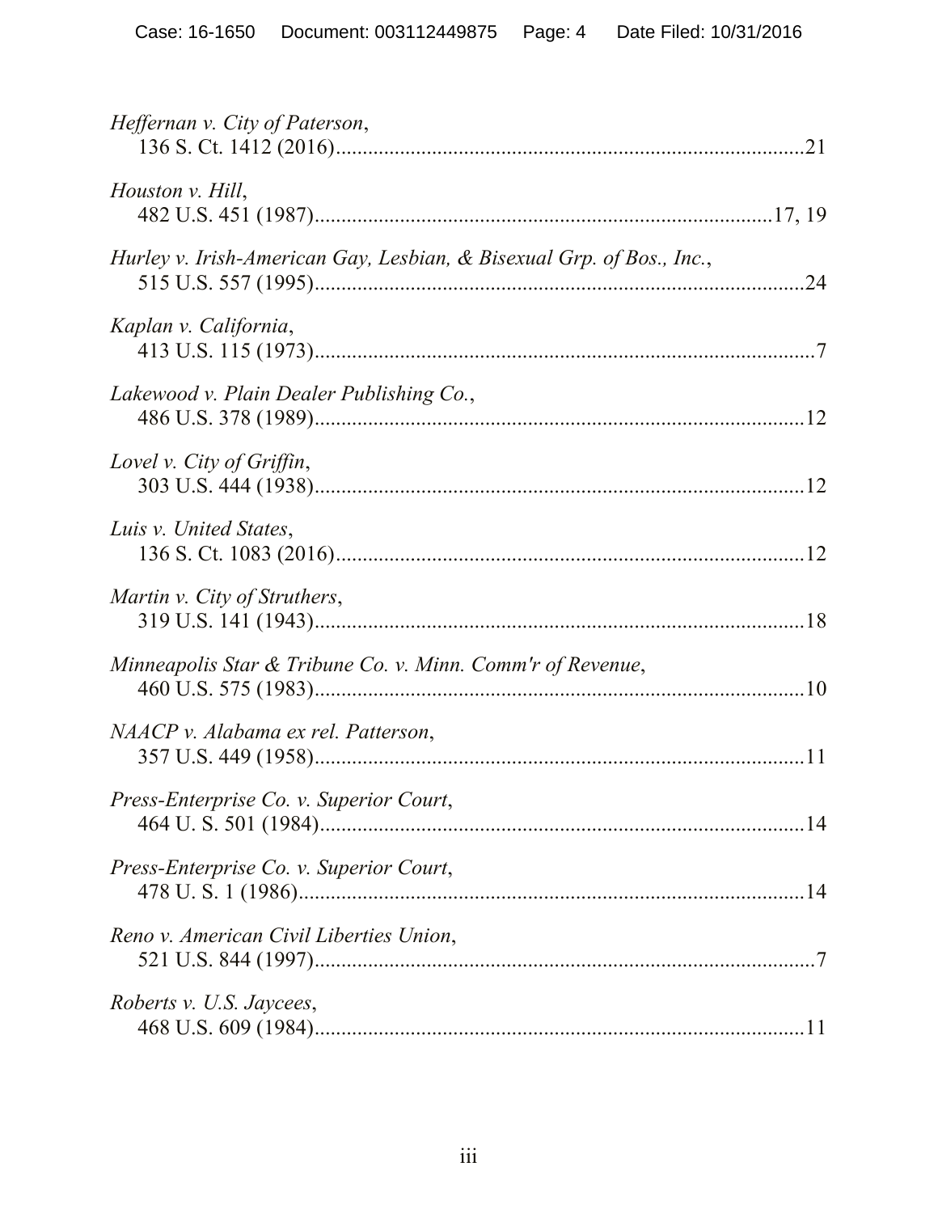*Heffernan v. City of Paterson*,
136 S. Ct. 1412 (2016).......................................................................................21

*Houston v. Hill*,
482 U.S. 451 (1987).....................................................................................17, 19

*Hurley v. Irish-American Gay, Lesbian, & Bisexual Grp. of Bos., Inc.*,
515 U.S. 557 (1995)..........................................................................................24

*Kaplan v. California*,
413 U.S. 115 (1973)............................................................................................7

*Lakewood v. Plain Dealer Publishing Co.*,
486 U.S. 378 (1989)..........................................................................................12

*Lovel v. City of Griffin*,
303 U.S. 444 (1938)..........................................................................................12

*Luis v. United States*,
136 S. Ct. 1083 (2016).......................................................................................12

*Martin v. City of Struthers*,
319 U.S. 141 (1943)..........................................................................................18

*Minneapolis Star & Tribune Co. v. Minn. Comm'r of Revenue*,
460 U.S. 575 (1983)..........................................................................................10

*NAACP v. Alabama ex rel. Patterson*,
357 U.S. 449 (1958)..........................................................................................11

*Press-Enterprise Co. v. Superior Court*,
464 U. S. 501 (1984).........................................................................................14

*Press-Enterprise Co. v. Superior Court*,
478 U. S. 1 (1986).............................................................................................14

*Reno v. American Civil Liberties Union*,
521 U.S. 844 (1997)............................................................................................7

*Roberts v. U.S. Jaycees*,
468 U.S. 609 (1984)..........................................................................................11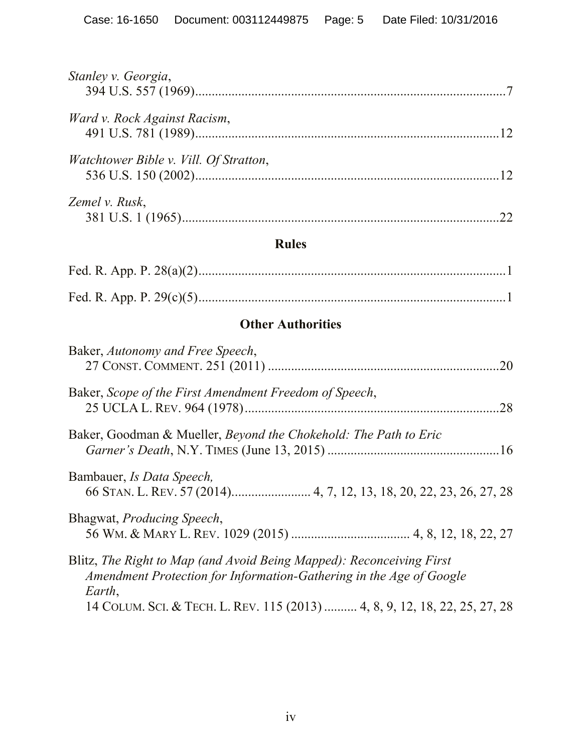*Stanley v. Georgia*,
394 U.S. 557 (1969)..........................................................................................7

*Ward v. Rock Against Racism*,
491 U.S. 781 (1989)..........................................................................................12

*Watchtower Bible v. Vill. Of Stratton*,
536 U.S. 150 (2002)..........................................................................................12

*Zemel v. Rusk*,
381 U.S. 1 (1965)..............................................................................................22

## Rules

Fed. R. App. P. 28(a)(2).........................................................................................1

Fed. R. App. P. 29(c)(5).........................................................................................1

## Other Authorities

Baker, *Autonomy and Free Speech*,
27 CONST. COMMENT. 251 (2011) .....................................................................20

Baker, *Scope of the First Amendment Freedom of Speech*,
25 UCLA L. REV. 964 (1978)............................................................................28

Baker, Goodman & Mueller, *Beyond the Chokehold: The Path to Eric Garner's Death*, N.Y. TIMES (June 13, 2015) ....................................................16

Bambauer, *Is Data Speech,*
66 STAN. L. REV. 57 (2014)....................... 4, 7, 12, 13, 18, 20, 22, 23, 26, 27, 28

Bhagwat, *Producing Speech*,
56 WM. & MARY L. REV. 1029 (2015) ................................... 4, 8, 12, 18, 22, 27

Blitz, *The Right to Map (and Avoid Being Mapped): Reconceiving First Amendment Protection for Information-Gathering in the Age of Google Earth*,
14 COLUM. SCI. & TECH. L. REV. 115 (2013) .......... 4, 8, 9, 12, 18, 22, 25, 27, 28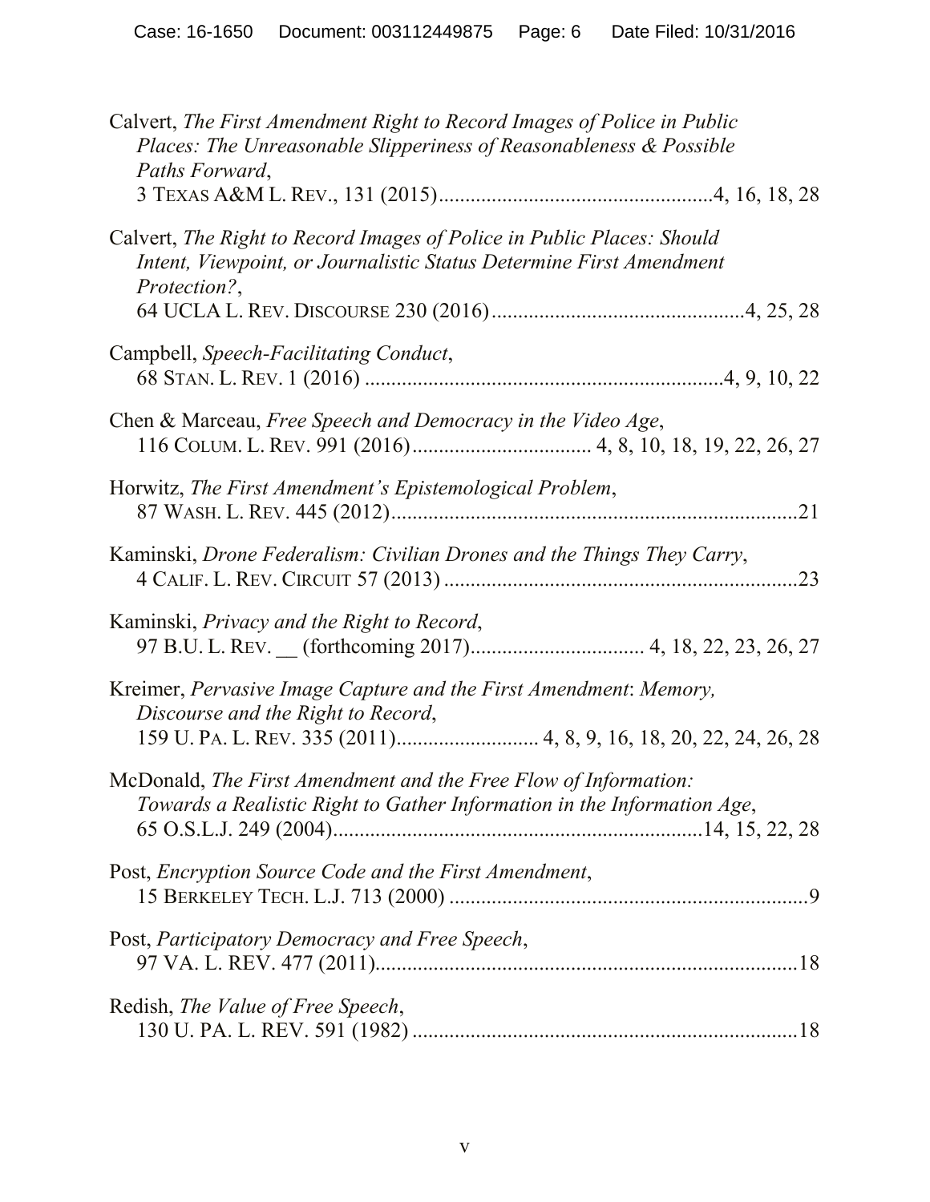Calvert, *The First Amendment Right to Record Images of Police in Public Places: The Unreasonable Slipperiness of Reasonableness & Possible Paths Forward*,
3 TEXAS A&M L. REV., 131 (2015)....................................................4, 16, 18, 28

Calvert, *The Right to Record Images of Police in Public Places: Should Intent, Viewpoint, or Journalistic Status Determine First Amendment Protection?*,
64 UCLA L. REV. DISCOURSE 230 (2016)...............................................4, 25, 28

Campbell, *Speech-Facilitating Conduct*,
68 STAN. L. REV. 1 (2016) ..................................................................4, 9, 10, 22

Chen & Marceau, *Free Speech and Democracy in the Video Age*,
116 COLUM. L. REV. 991 (2016)................................. 4, 8, 10, 18, 19, 22, 26, 27

Horwitz, *The First Amendment's Epistemological Problem*,
87 WASH. L. REV. 445 (2012)............................................................................21

Kaminski, *Drone Federalism: Civilian Drones and the Things They Carry*,
4 CALIF. L. REV. CIRCUIT 57 (2013) ..................................................................23

Kaminski, *Privacy and the Right to Record*,
97 B.U. L. REV. __ (forthcoming 2017)................................ 4, 18, 22, 23, 26, 27

Kreimer, *Pervasive Image Capture and the First Amendment: Memory, Discourse and the Right to Record*,
159 U. PA. L. REV. 335 (2011).......................... 4, 8, 9, 16, 18, 20, 22, 24, 26, 28

McDonald, *The First Amendment and the Free Flow of Information: Towards a Realistic Right to Gather Information in the Information Age*,
65 O.S.L.J. 249 (2004).....................................................................14, 15, 22, 28

Post, *Encryption Source Code and the First Amendment*,
15 BERKELEY TECH. L.J. 713 (2000) ...................................................................9

Post, *Participatory Democracy and Free Speech*,
97 VA. L. REV. 477 (2011)................................................................................18

Redish, *The Value of Free Speech*,
130 U. PA. L. REV. 591 (1982) .........................................................................18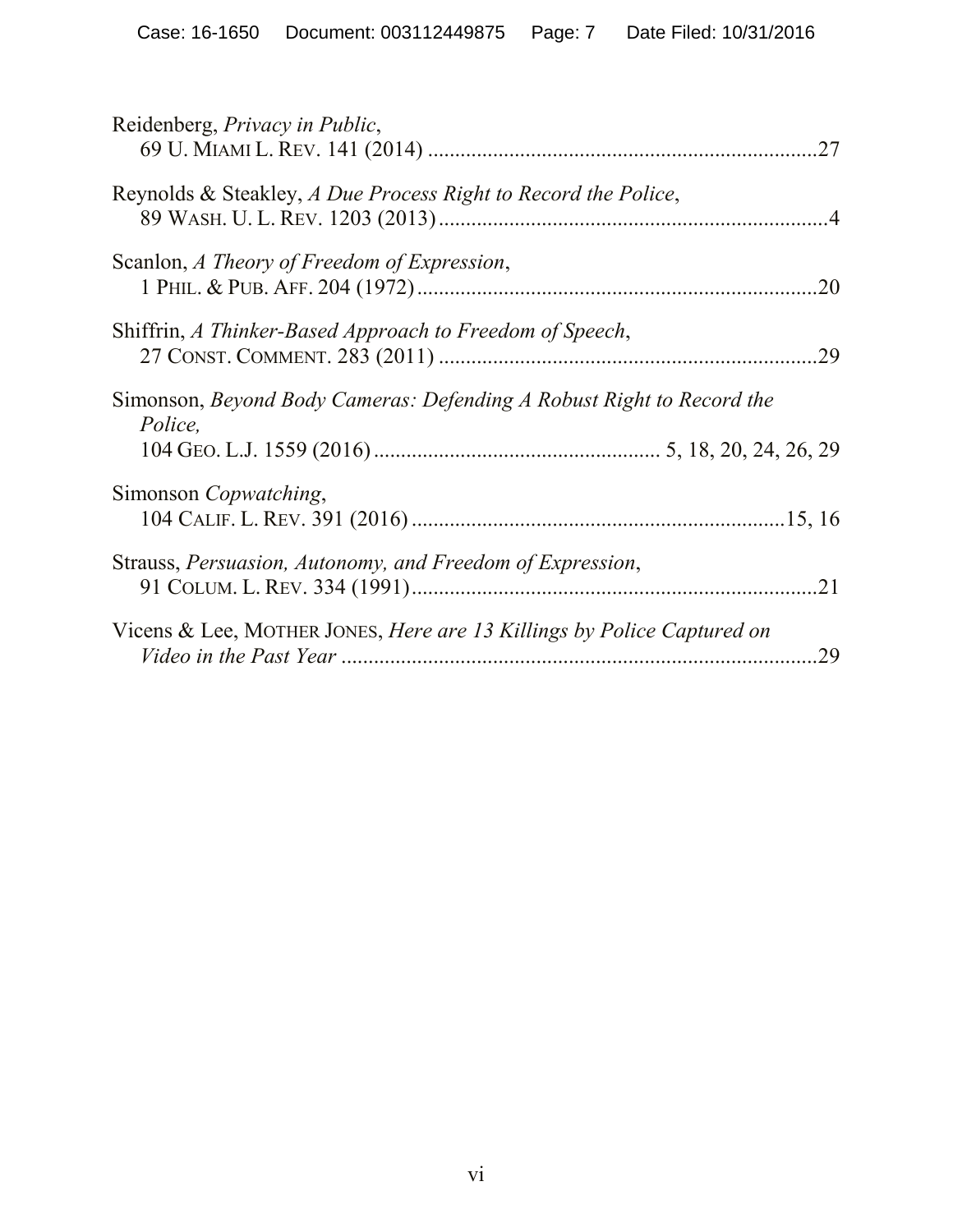Reidenberg, *Privacy in Public*,
69 U. MIAMI L. REV. 141 (2014) .......................................................................27

Reynolds & Steakley, *A Due Process Right to Record the Police*,
89 WASH. U. L. REV. 1203 (2013) .......................................................................4

Scanlon, *A Theory of Freedom of Expression*,
1 PHIL. & PUB. AFF. 204 (1972) .........................................................................20

Shiffrin, *A Thinker-Based Approach to Freedom of Speech*,
27 CONST. COMMENT. 283 (2011) .....................................................................29

Simonson, *Beyond Body Cameras: Defending A Robust Right to Record the Police,*
104 GEO. L.J. 1559 (2016) .................................................... 5, 18, 20, 24, 26, 29

Simonson *Copwatching*,
104 CALIF. L. REV. 391 (2016) .....................................................................15, 16

Strauss, *Persuasion, Autonomy, and Freedom of Expression*,
91 COLUM. L. REV. 334 (1991) ..........................................................................21

Vicens & Lee, MOTHER JONES, *Here are 13 Killings by Police Captured on Video in the Past Year* .......................................................................................29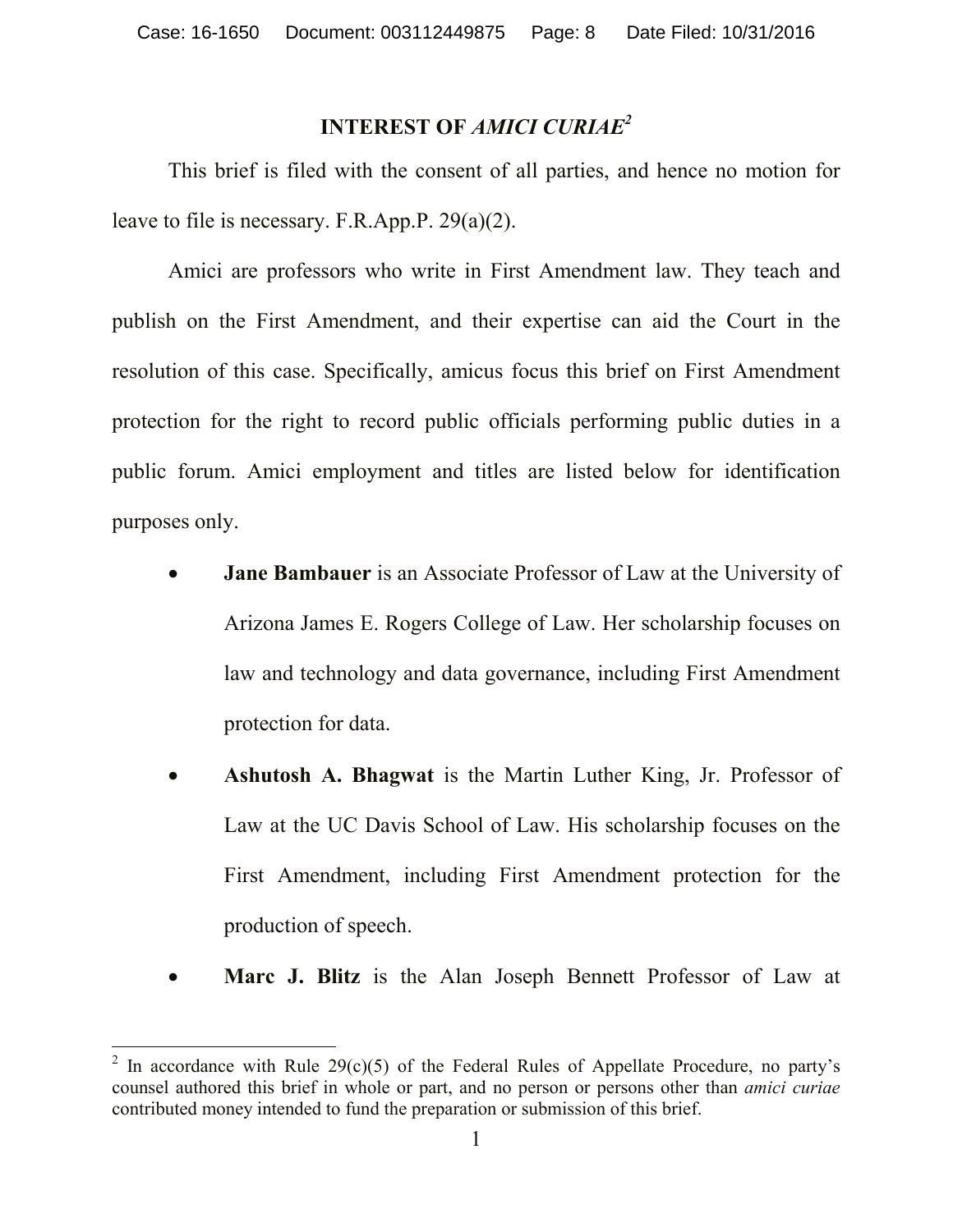## INTEREST OF *AMICI CURIAE*[2]

This brief is filed with the consent of all parties, and hence no motion for leave to file is necessary. F.R.App.P. 29(a)(2).

Amici are professors who write in First Amendment law. They teach and publish on the First Amendment, and their expertise can aid the Court in the resolution of this case. Specifically, amicus focus this brief on First Amendment protection for the right to record public officials performing public duties in a public forum. Amici employment and titles are listed below for identification purposes only.

- **Jane Bambauer** is an Associate Professor of Law at the University of Arizona James E. Rogers College of Law. Her scholarship focuses on law and technology and data governance, including First Amendment protection for data.
- **Ashutosh A. Bhagwat** is the Martin Luther King, Jr. Professor of Law at the UC Davis School of Law. His scholarship focuses on the First Amendment, including First Amendment protection for the production of speech.
- **Marc J. Blitz** is the Alan Joseph Bennett Professor of Law at

[2] In accordance with Rule 29(c)(5) of the Federal Rules of Appellate Procedure, no party's counsel authored this brief in whole or part, and no person or persons other than *amici curiae* contributed money intended to fund the preparation or submission of this brief.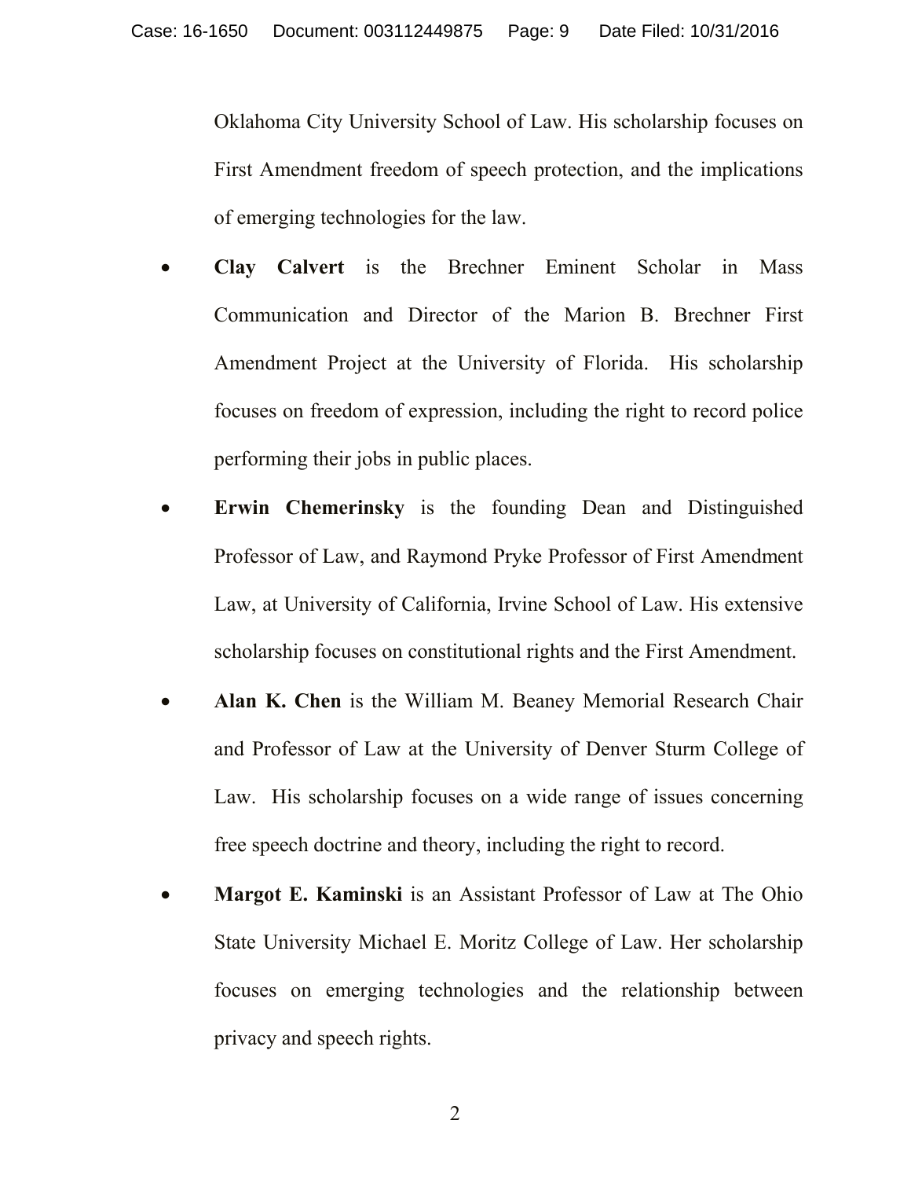Oklahoma City University School of Law. His scholarship focuses on First Amendment freedom of speech protection, and the implications of emerging technologies for the law.

- **Clay Calvert** is the Brechner Eminent Scholar in Mass Communication and Director of the Marion B. Brechner First Amendment Project at the University of Florida. His scholarship focuses on freedom of expression, including the right to record police performing their jobs in public places.

- **Erwin Chemerinsky** is the founding Dean and Distinguished Professor of Law, and Raymond Pryke Professor of First Amendment Law, at University of California, Irvine School of Law. His extensive scholarship focuses on constitutional rights and the First Amendment.

- **Alan K. Chen** is the William M. Beaney Memorial Research Chair and Professor of Law at the University of Denver Sturm College of Law. His scholarship focuses on a wide range of issues concerning free speech doctrine and theory, including the right to record.

- **Margot E. Kaminski** is an Assistant Professor of Law at The Ohio State University Michael E. Moritz College of Law. Her scholarship focuses on emerging technologies and the relationship between privacy and speech rights.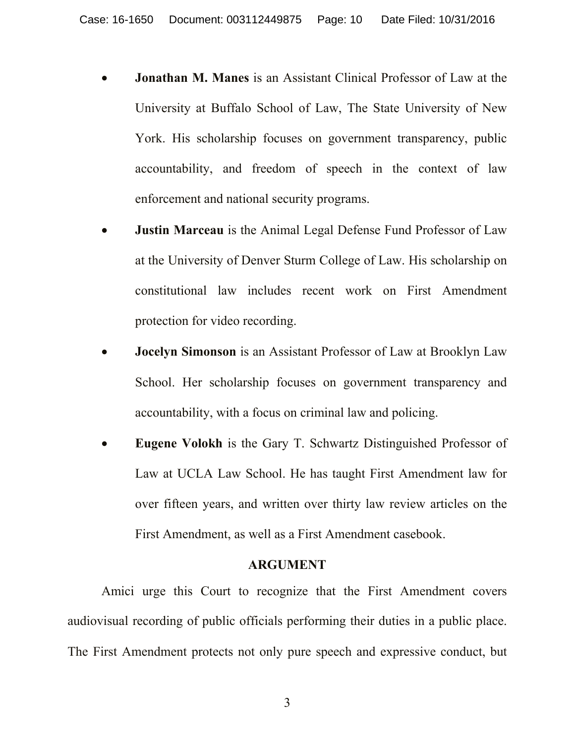- **Jonathan M. Manes** is an Assistant Clinical Professor of Law at the University at Buffalo School of Law, The State University of New York. His scholarship focuses on government transparency, public accountability, and freedom of speech in the context of law enforcement and national security programs.
- **Justin Marceau** is the Animal Legal Defense Fund Professor of Law at the University of Denver Sturm College of Law. His scholarship on constitutional law includes recent work on First Amendment protection for video recording.
- **Jocelyn Simonson** is an Assistant Professor of Law at Brooklyn Law School. Her scholarship focuses on government transparency and accountability, with a focus on criminal law and policing.
- **Eugene Volokh** is the Gary T. Schwartz Distinguished Professor of Law at UCLA Law School. He has taught First Amendment law for over fifteen years, and written over thirty law review articles on the First Amendment, as well as a First Amendment casebook.

## ARGUMENT

Amici urge this Court to recognize that the First Amendment covers audiovisual recording of public officials performing their duties in a public place. The First Amendment protects not only pure speech and expressive conduct, but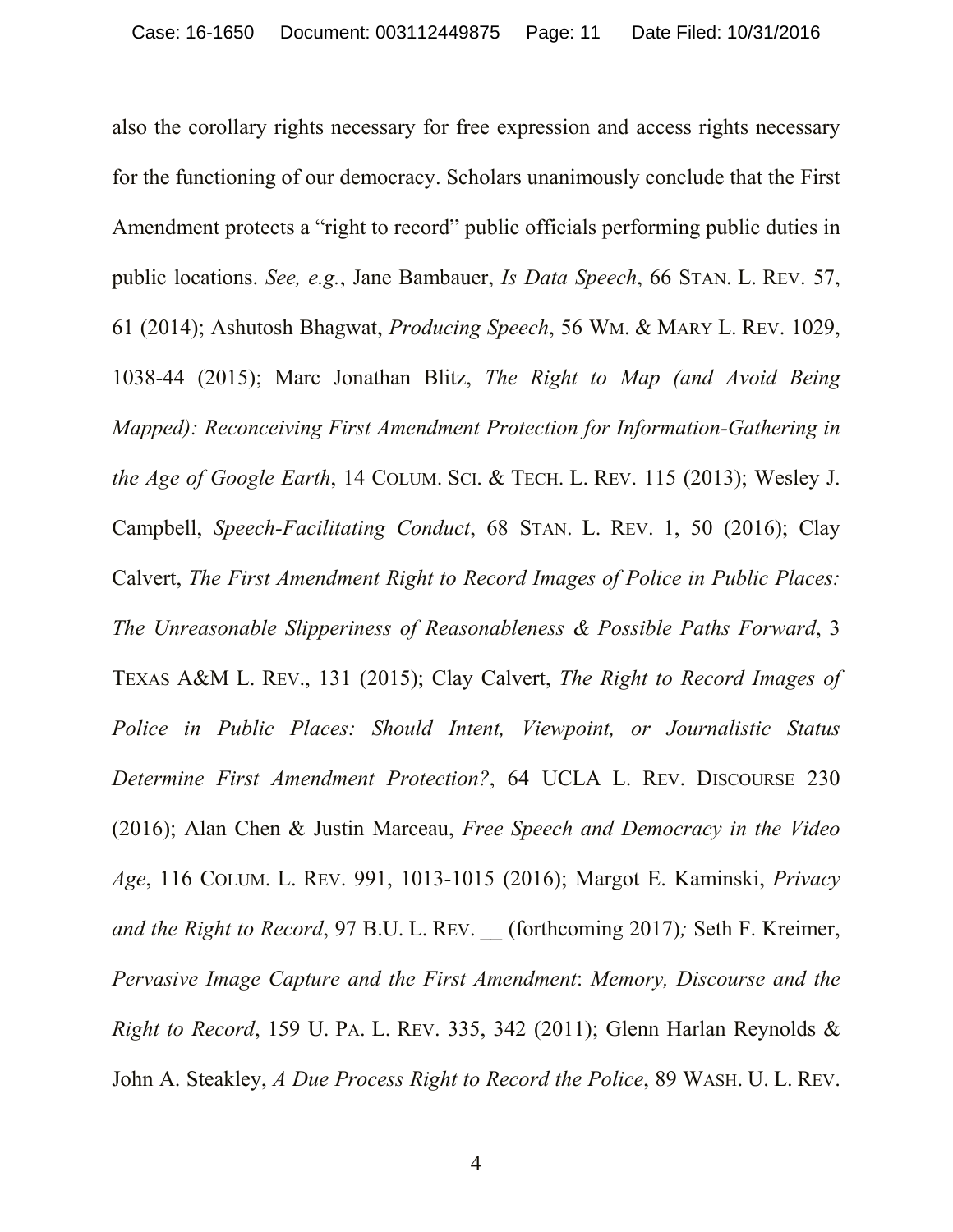also the corollary rights necessary for free expression and access rights necessary for the functioning of our democracy. Scholars unanimously conclude that the First Amendment protects a "right to record" public officials performing public duties in public locations. *See, e.g.*, Jane Bambauer, *Is Data Speech*, 66 STAN. L. REV. 57, 61 (2014); Ashutosh Bhagwat, *Producing Speech*, 56 WM. & MARY L. REV. 1029, 1038-44 (2015); Marc Jonathan Blitz, *The Right to Map (and Avoid Being Mapped): Reconceiving First Amendment Protection for Information-Gathering in the Age of Google Earth*, 14 COLUM. SCI. & TECH. L. REV. 115 (2013); Wesley J. Campbell, *Speech-Facilitating Conduct*, 68 STAN. L. REV. 1, 50 (2016); Clay Calvert, *The First Amendment Right to Record Images of Police in Public Places: The Unreasonable Slipperiness of Reasonableness & Possible Paths Forward*, 3 TEXAS A&M L. REV., 131 (2015); Clay Calvert, *The Right to Record Images of Police in Public Places: Should Intent, Viewpoint, or Journalistic Status Determine First Amendment Protection?*, 64 UCLA L. REV. DISCOURSE 230 (2016); Alan Chen & Justin Marceau, *Free Speech and Democracy in the Video Age*, 116 COLUM. L. REV. 991, 1013-1015 (2016); Margot E. Kaminski, *Privacy and the Right to Record*, 97 B.U. L. REV. __ (forthcoming 2017)*;* Seth F. Kreimer, *Pervasive Image Capture and the First Amendment*: *Memory, Discourse and the Right to Record*, 159 U. PA. L. REV. 335, 342 (2011); Glenn Harlan Reynolds & John A. Steakley, *A Due Process Right to Record the Police*, 89 WASH. U. L. REV.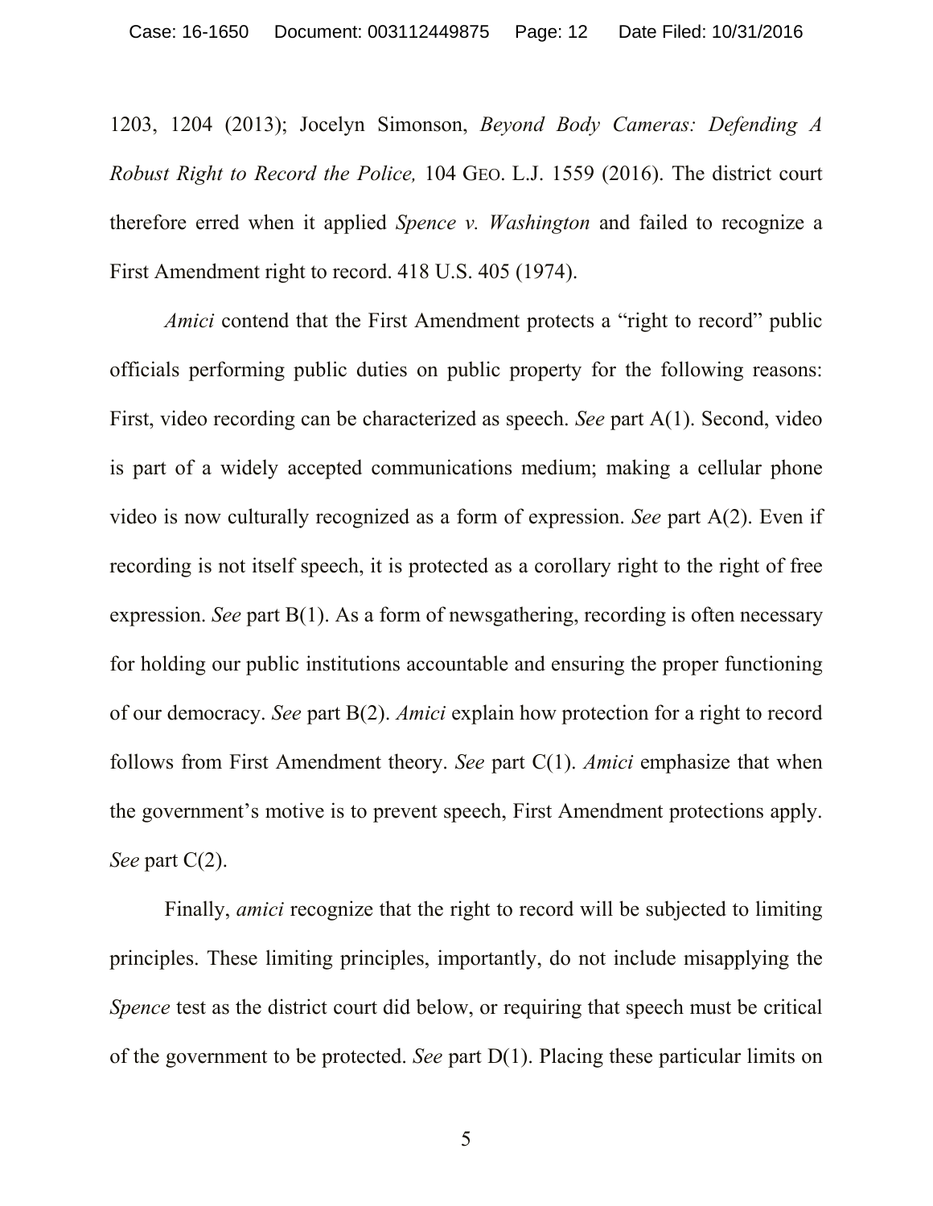1203, 1204 (2013); Jocelyn Simonson, *Beyond Body Cameras: Defending A Robust Right to Record the Police,* 104 GEO. L.J. 1559 (2016). The district court therefore erred when it applied *Spence v. Washington* and failed to recognize a First Amendment right to record. 418 U.S. 405 (1974).

*Amici* contend that the First Amendment protects a "right to record" public officials performing public duties on public property for the following reasons: First, video recording can be characterized as speech. *See* part A(1). Second, video is part of a widely accepted communications medium; making a cellular phone video is now culturally recognized as a form of expression. *See* part A(2). Even if recording is not itself speech, it is protected as a corollary right to the right of free expression. *See* part B(1). As a form of newsgathering, recording is often necessary for holding our public institutions accountable and ensuring the proper functioning of our democracy. *See* part B(2). *Amici* explain how protection for a right to record follows from First Amendment theory. *See* part C(1). *Amici* emphasize that when the government's motive is to prevent speech, First Amendment protections apply. *See* part C(2).

Finally, *amici* recognize that the right to record will be subjected to limiting principles. These limiting principles, importantly, do not include misapplying the *Spence* test as the district court did below, or requiring that speech must be critical of the government to be protected. *See* part D(1). Placing these particular limits on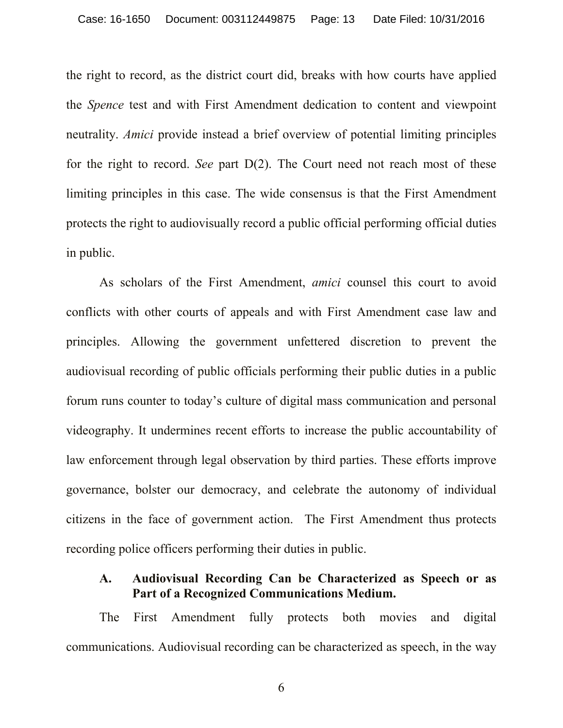the right to record, as the district court did, breaks with how courts have applied the *Spence* test and with First Amendment dedication to content and viewpoint neutrality. *Amici* provide instead a brief overview of potential limiting principles for the right to record. *See* part D(2). The Court need not reach most of these limiting principles in this case. The wide consensus is that the First Amendment protects the right to audiovisually record a public official performing official duties in public.

As scholars of the First Amendment, *amici* counsel this court to avoid conflicts with other courts of appeals and with First Amendment case law and principles. Allowing the government unfettered discretion to prevent the audiovisual recording of public officials performing their public duties in a public forum runs counter to today's culture of digital mass communication and personal videography. It undermines recent efforts to increase the public accountability of law enforcement through legal observation by third parties. These efforts improve governance, bolster our democracy, and celebrate the autonomy of individual citizens in the face of government action. The First Amendment thus protects recording police officers performing their duties in public.

### A. Audiovisual Recording Can be Characterized as Speech or as Part of a Recognized Communications Medium.

The First Amendment fully protects both movies and digital communications. Audiovisual recording can be characterized as speech, in the way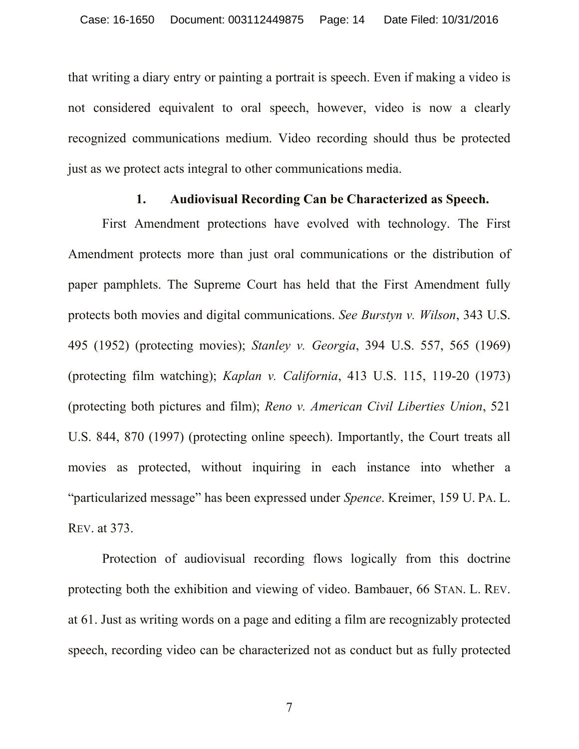that writing a diary entry or painting a portrait is speech. Even if making a video is not considered equivalent to oral speech, however, video is now a clearly recognized communications medium. Video recording should thus be protected just as we protect acts integral to other communications media.

### 1. Audiovisual Recording Can be Characterized as Speech.

First Amendment protections have evolved with technology. The First Amendment protects more than just oral communications or the distribution of paper pamphlets. The Supreme Court has held that the First Amendment fully protects both movies and digital communications. *See Burstyn v. Wilson*, 343 U.S. 495 (1952) (protecting movies); *Stanley v. Georgia*, 394 U.S. 557, 565 (1969) (protecting film watching); *Kaplan v. California*, 413 U.S. 115, 119-20 (1973) (protecting both pictures and film); *Reno v. American Civil Liberties Union*, 521 U.S. 844, 870 (1997) (protecting online speech). Importantly, the Court treats all movies as protected, without inquiring in each instance into whether a "particularized message" has been expressed under *Spence*. Kreimer, 159 U. PA. L. REV. at 373.

Protection of audiovisual recording flows logically from this doctrine protecting both the exhibition and viewing of video. Bambauer, 66 STAN. L. REV. at 61. Just as writing words on a page and editing a film are recognizably protected speech, recording video can be characterized not as conduct but as fully protected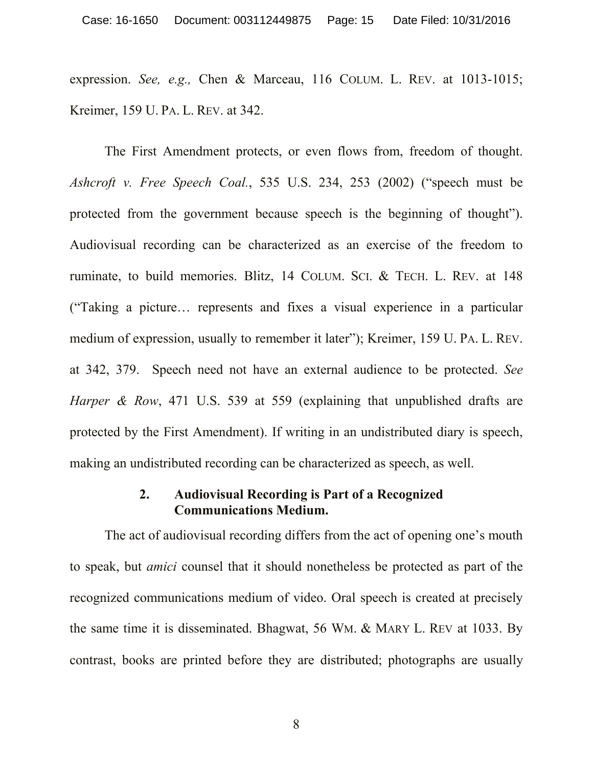expression. *See, e.g.,* Chen & Marceau, 116 COLUM. L. REV. at 1013-1015; Kreimer, 159 U. PA. L. REV. at 342.

The First Amendment protects, or even flows from, freedom of thought. *Ashcroft v. Free Speech Coal.*, 535 U.S. 234, 253 (2002) ("speech must be protected from the government because speech is the beginning of thought"). Audiovisual recording can be characterized as an exercise of the freedom to ruminate, to build memories. Blitz, 14 COLUM. SCI. & TECH. L. REV. at 148 ("Taking a picture… represents and fixes a visual experience in a particular medium of expression, usually to remember it later"); Kreimer, 159 U. PA. L. REV. at 342, 379. Speech need not have an external audience to be protected. *See Harper & Row*, 471 U.S. 539 at 559 (explaining that unpublished drafts are protected by the First Amendment). If writing in an undistributed diary is speech, making an undistributed recording can be characterized as speech, as well.

### 2. Audiovisual Recording is Part of a Recognized Communications Medium.

The act of audiovisual recording differs from the act of opening one's mouth to speak, but *amici* counsel that it should nonetheless be protected as part of the recognized communications medium of video. Oral speech is created at precisely the same time it is disseminated. Bhagwat, 56 WM. & MARY L. REV at 1033. By contrast, books are printed before they are distributed; photographs are usually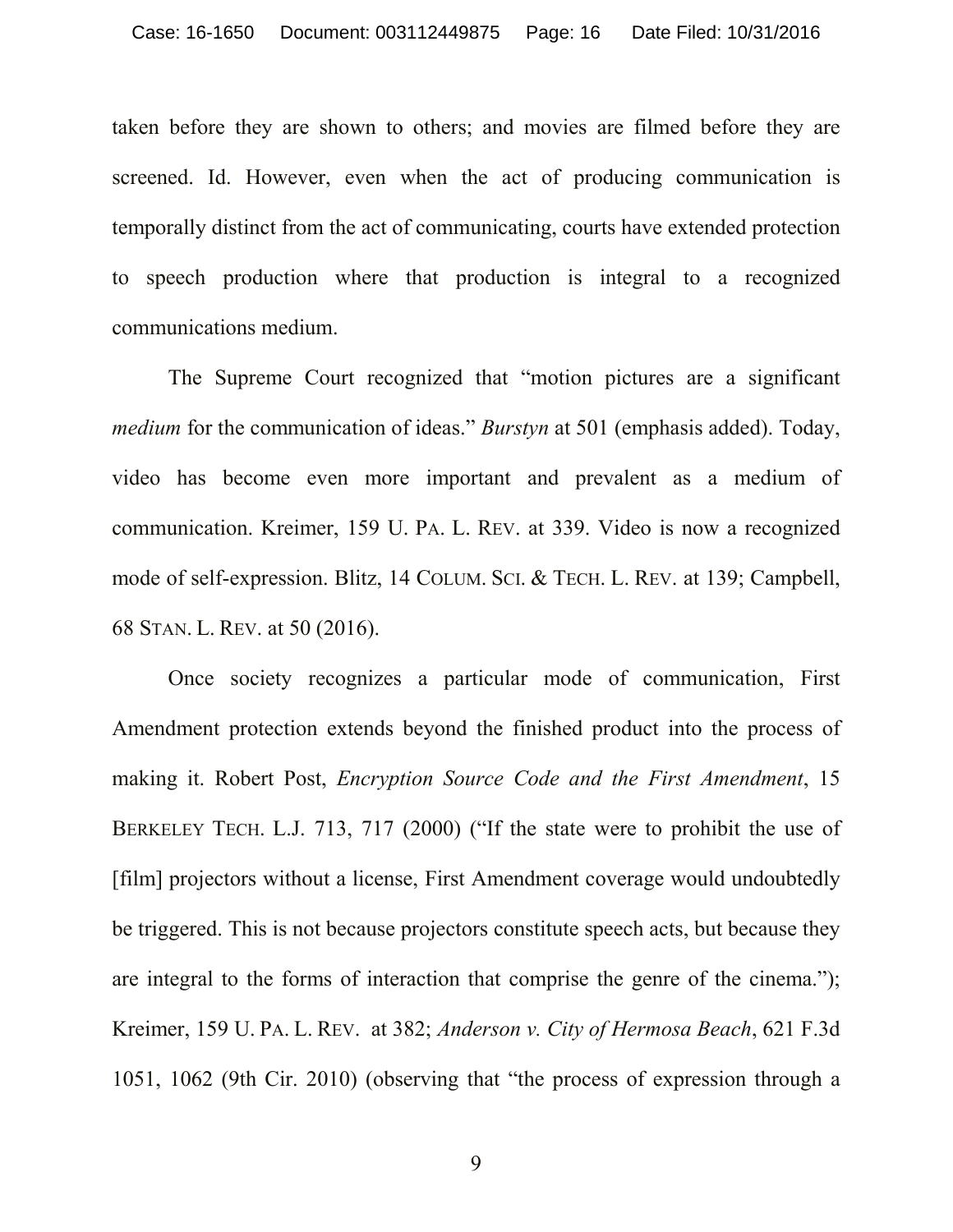taken before they are shown to others; and movies are filmed before they are screened. Id. However, even when the act of producing communication is temporally distinct from the act of communicating, courts have extended protection to speech production where that production is integral to a recognized communications medium.

The Supreme Court recognized that "motion pictures are a significant *medium* for the communication of ideas." *Burstyn* at 501 (emphasis added). Today, video has become even more important and prevalent as a medium of communication. Kreimer, 159 U. PA. L. REV. at 339. Video is now a recognized mode of self-expression. Blitz, 14 COLUM. SCI. & TECH. L. REV. at 139; Campbell, 68 STAN. L. REV. at 50 (2016).

Once society recognizes a particular mode of communication, First Amendment protection extends beyond the finished product into the process of making it. Robert Post, *Encryption Source Code and the First Amendment*, 15 BERKELEY TECH. L.J. 713, 717 (2000) ("If the state were to prohibit the use of [film] projectors without a license, First Amendment coverage would undoubtedly be triggered. This is not because projectors constitute speech acts, but because they are integral to the forms of interaction that comprise the genre of the cinema."); Kreimer, 159 U. PA. L. REV. at 382; *Anderson v. City of Hermosa Beach*, 621 F.3d 1051, 1062 (9th Cir. 2010) (observing that "the process of expression through a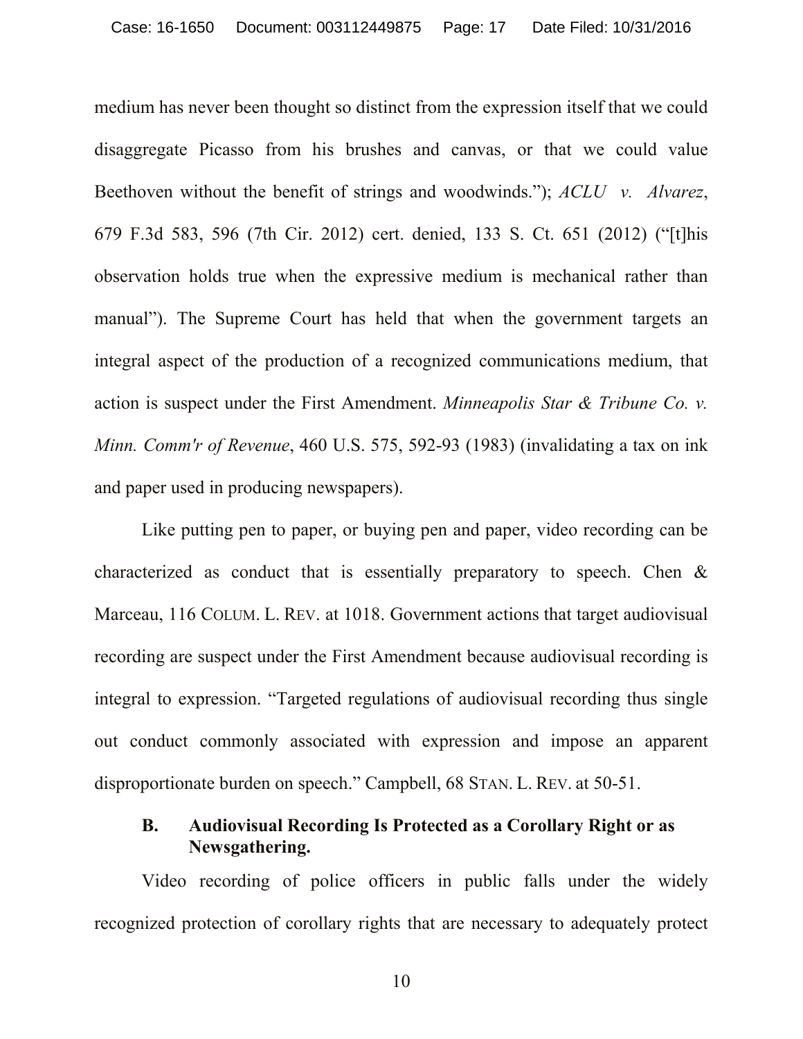medium has never been thought so distinct from the expression itself that we could disaggregate Picasso from his brushes and canvas, or that we could value Beethoven without the benefit of strings and woodwinds."); *ACLU v. Alvarez*, 679 F.3d 583, 596 (7th Cir. 2012) cert. denied, 133 S. Ct. 651 (2012) ("[t]his observation holds true when the expressive medium is mechanical rather than manual"). The Supreme Court has held that when the government targets an integral aspect of the production of a recognized communications medium, that action is suspect under the First Amendment. *Minneapolis Star & Tribune Co. v. Minn. Comm'r of Revenue*, 460 U.S. 575, 592-93 (1983) (invalidating a tax on ink and paper used in producing newspapers).

Like putting pen to paper, or buying pen and paper, video recording can be characterized as conduct that is essentially preparatory to speech. Chen & Marceau, 116 COLUM. L. REV. at 1018. Government actions that target audiovisual recording are suspect under the First Amendment because audiovisual recording is integral to expression. "Targeted regulations of audiovisual recording thus single out conduct commonly associated with expression and impose an apparent disproportionate burden on speech." Campbell, 68 STAN. L. REV. at 50-51.

### B. Audiovisual Recording Is Protected as a Corollary Right or as Newsgathering.

Video recording of police officers in public falls under the widely recognized protection of corollary rights that are necessary to adequately protect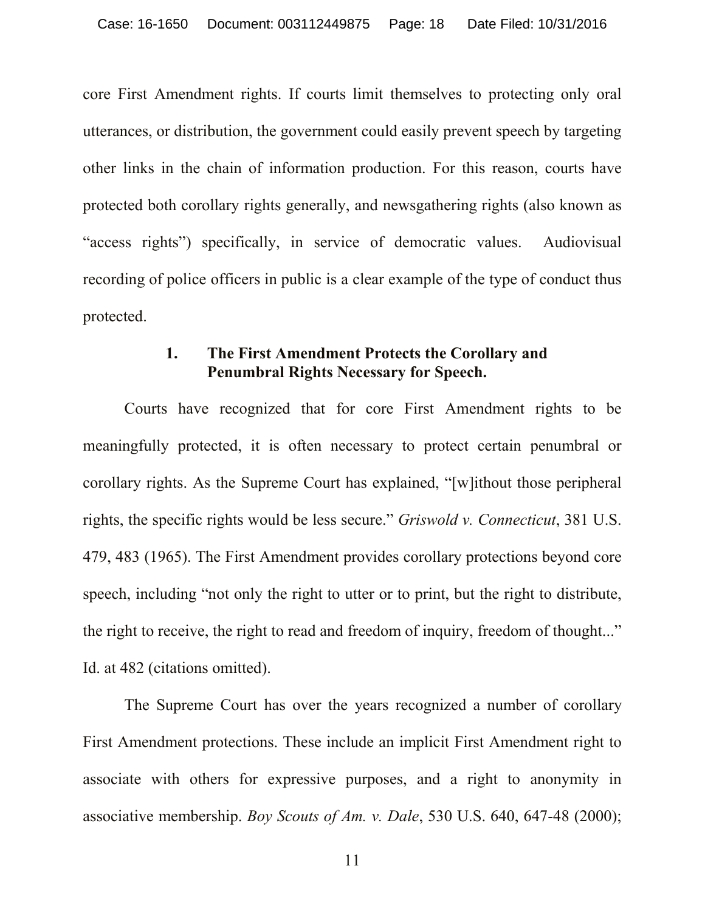core First Amendment rights. If courts limit themselves to protecting only oral utterances, or distribution, the government could easily prevent speech by targeting other links in the chain of information production. For this reason, courts have protected both corollary rights generally, and newsgathering rights (also known as "access rights") specifically, in service of democratic values. Audiovisual recording of police officers in public is a clear example of the type of conduct thus protected.

### 1. The First Amendment Protects the Corollary and Penumbral Rights Necessary for Speech.

Courts have recognized that for core First Amendment rights to be meaningfully protected, it is often necessary to protect certain penumbral or corollary rights. As the Supreme Court has explained, "[w]ithout those peripheral rights, the specific rights would be less secure." *Griswold v. Connecticut*, 381 U.S. 479, 483 (1965). The First Amendment provides corollary protections beyond core speech, including "not only the right to utter or to print, but the right to distribute, the right to receive, the right to read and freedom of inquiry, freedom of thought..." Id. at 482 (citations omitted).

The Supreme Court has over the years recognized a number of corollary First Amendment protections. These include an implicit First Amendment right to associate with others for expressive purposes, and a right to anonymity in associative membership. *Boy Scouts of Am. v. Dale*, 530 U.S. 640, 647-48 (2000);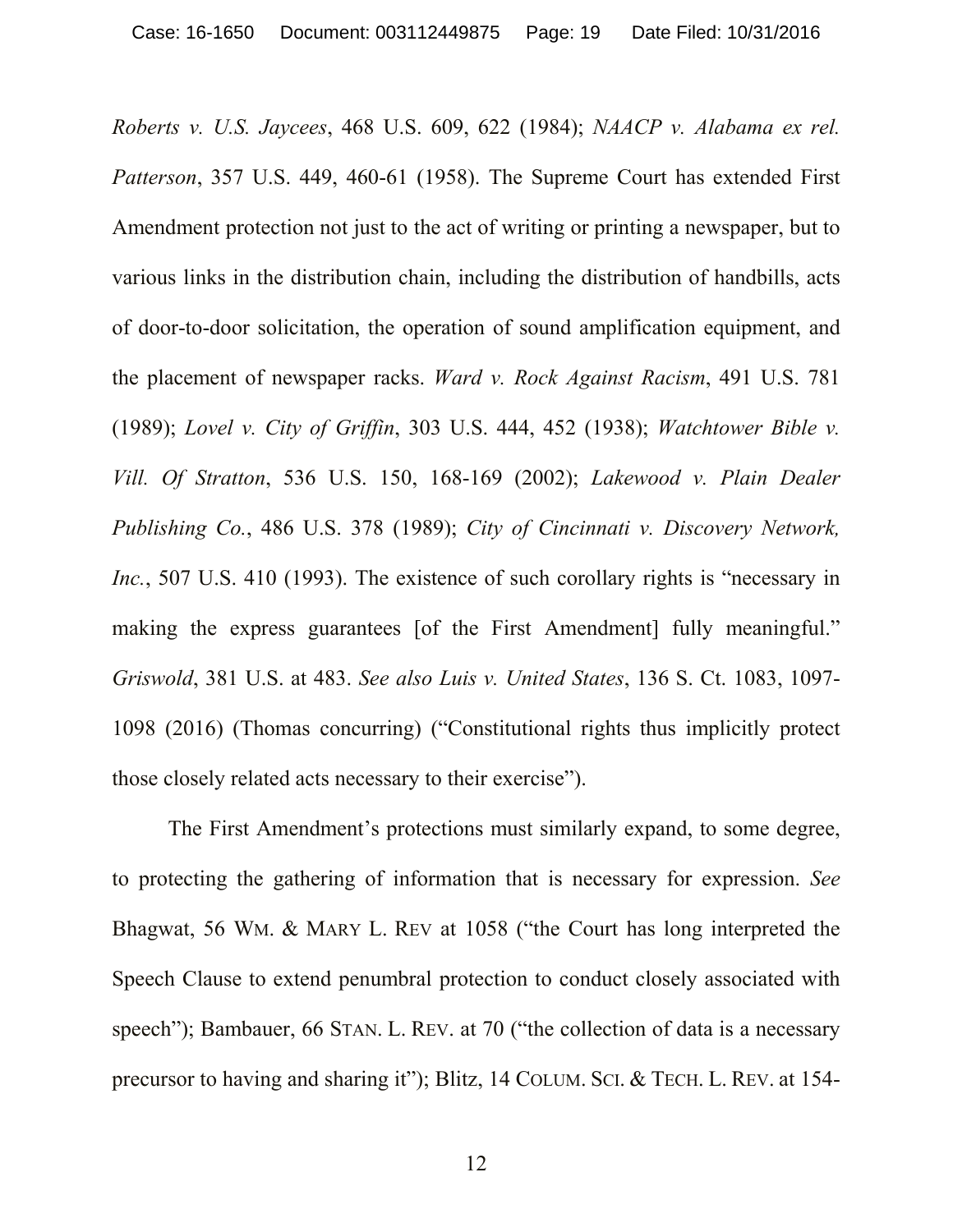*Roberts v. U.S. Jaycees*, 468 U.S. 609, 622 (1984); *NAACP v. Alabama ex rel. Patterson*, 357 U.S. 449, 460-61 (1958). The Supreme Court has extended First Amendment protection not just to the act of writing or printing a newspaper, but to various links in the distribution chain, including the distribution of handbills, acts of door-to-door solicitation, the operation of sound amplification equipment, and the placement of newspaper racks. *Ward v. Rock Against Racism*, 491 U.S. 781 (1989); *Lovel v. City of Griffin*, 303 U.S. 444, 452 (1938); *Watchtower Bible v. Vill. Of Stratton*, 536 U.S. 150, 168-169 (2002); *Lakewood v. Plain Dealer Publishing Co.*, 486 U.S. 378 (1989); *City of Cincinnati v. Discovery Network, Inc.*, 507 U.S. 410 (1993). The existence of such corollary rights is "necessary in making the express guarantees [of the First Amendment] fully meaningful." *Griswold*, 381 U.S. at 483. *See also Luis v. United States*, 136 S. Ct. 1083, 1097-1098 (2016) (Thomas concurring) ("Constitutional rights thus implicitly protect those closely related acts necessary to their exercise").

The First Amendment's protections must similarly expand, to some degree, to protecting the gathering of information that is necessary for expression. *See* Bhagwat, 56 WM. & MARY L. REV at 1058 ("the Court has long interpreted the Speech Clause to extend penumbral protection to conduct closely associated with speech"); Bambauer, 66 STAN. L. REV. at 70 ("the collection of data is a necessary precursor to having and sharing it"); Blitz, 14 COLUM. SCI. & TECH. L. REV. at 154-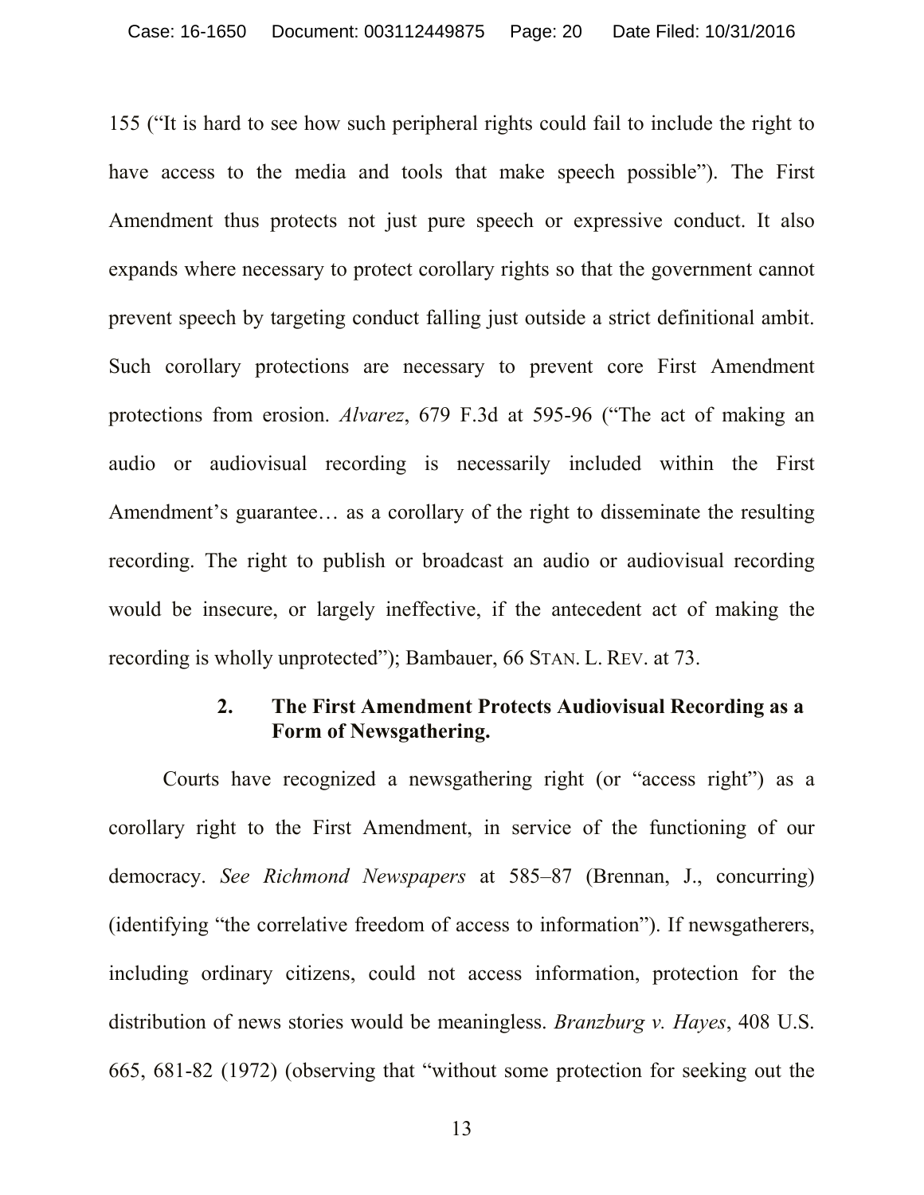155 ("It is hard to see how such peripheral rights could fail to include the right to have access to the media and tools that make speech possible"). The First Amendment thus protects not just pure speech or expressive conduct. It also expands where necessary to protect corollary rights so that the government cannot prevent speech by targeting conduct falling just outside a strict definitional ambit. Such corollary protections are necessary to prevent core First Amendment protections from erosion. *Alvarez*, 679 F.3d at 595-96 ("The act of making an audio or audiovisual recording is necessarily included within the First Amendment's guarantee… as a corollary of the right to disseminate the resulting recording. The right to publish or broadcast an audio or audiovisual recording would be insecure, or largely ineffective, if the antecedent act of making the recording is wholly unprotected"); Bambauer, 66 STAN. L. REV. at 73.

### 2. The First Amendment Protects Audiovisual Recording as a Form of Newsgathering.

Courts have recognized a newsgathering right (or "access right") as a corollary right to the First Amendment, in service of the functioning of our democracy. *See Richmond Newspapers* at 585–87 (Brennan, J., concurring) (identifying "the correlative freedom of access to information"). If newsgatherers, including ordinary citizens, could not access information, protection for the distribution of news stories would be meaningless. *Branzburg v. Hayes*, 408 U.S. 665, 681-82 (1972) (observing that "without some protection for seeking out the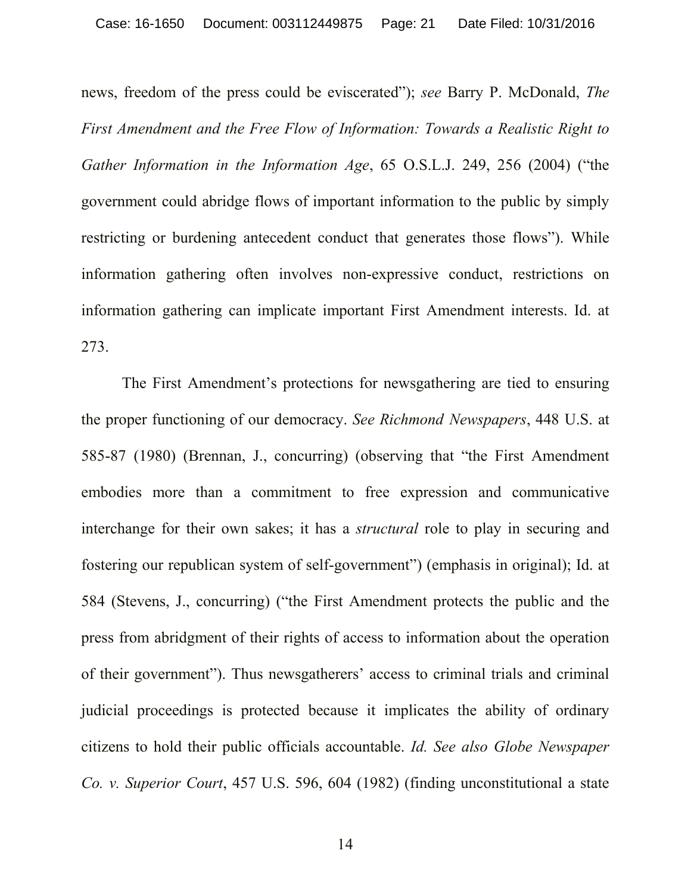news, freedom of the press could be eviscerated"); *see* Barry P. McDonald, *The First Amendment and the Free Flow of Information: Towards a Realistic Right to Gather Information in the Information Age*, 65 O.S.L.J. 249, 256 (2004) ("the government could abridge flows of important information to the public by simply restricting or burdening antecedent conduct that generates those flows"). While information gathering often involves non-expressive conduct, restrictions on information gathering can implicate important First Amendment interests. Id. at 273.

The First Amendment's protections for newsgathering are tied to ensuring the proper functioning of our democracy. *See Richmond Newspapers*, 448 U.S. at 585-87 (1980) (Brennan, J., concurring) (observing that "the First Amendment embodies more than a commitment to free expression and communicative interchange for their own sakes; it has a *structural* role to play in securing and fostering our republican system of self-government") (emphasis in original); Id. at 584 (Stevens, J., concurring) ("the First Amendment protects the public and the press from abridgment of their rights of access to information about the operation of their government"). Thus newsgatherers' access to criminal trials and criminal judicial proceedings is protected because it implicates the ability of ordinary citizens to hold their public officials accountable. *Id. See also Globe Newspaper Co. v. Superior Court*, 457 U.S. 596, 604 (1982) (finding unconstitutional a state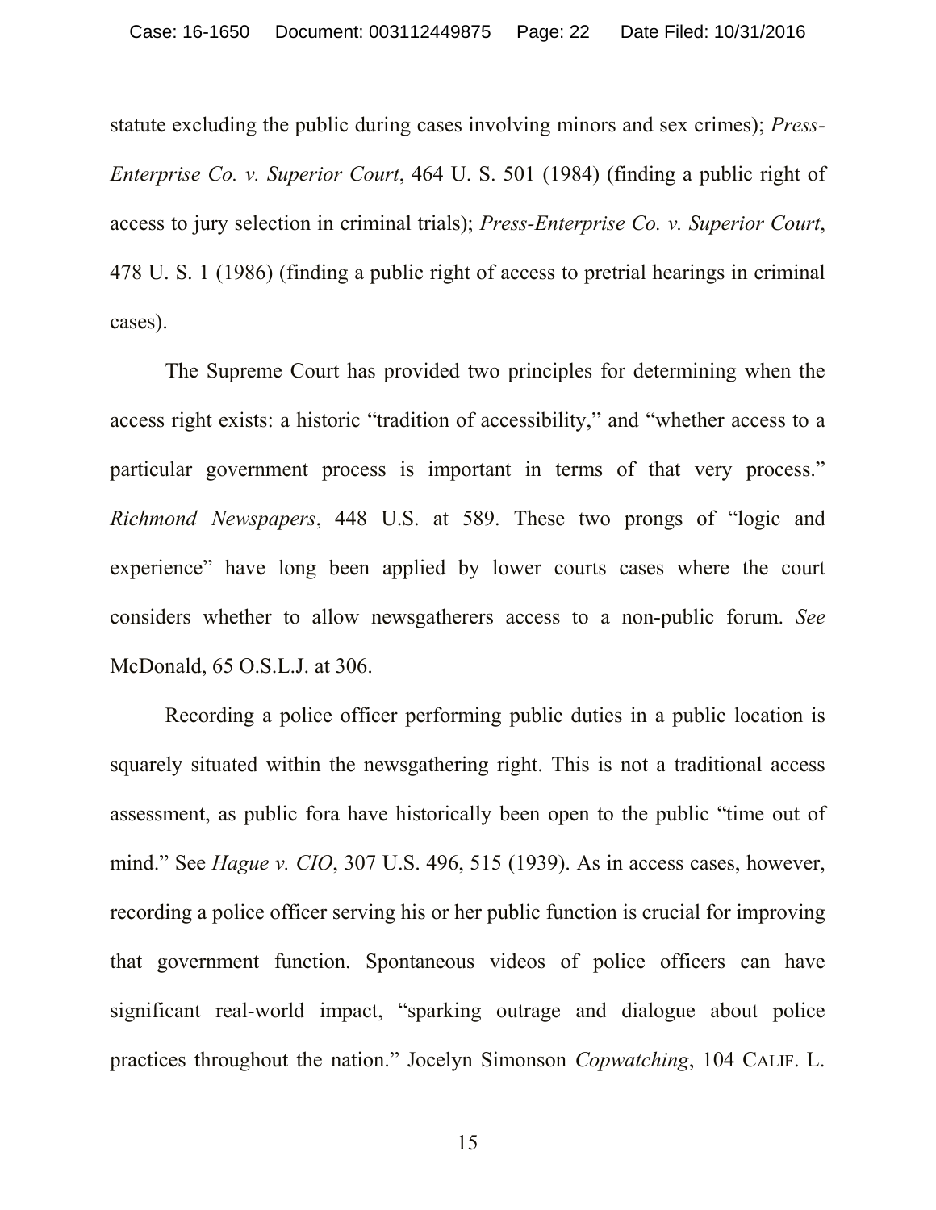statute excluding the public during cases involving minors and sex crimes); *Press-Enterprise Co. v. Superior Court*, 464 U. S. 501 (1984) (finding a public right of access to jury selection in criminal trials); *Press-Enterprise Co. v. Superior Court*, 478 U. S. 1 (1986) (finding a public right of access to pretrial hearings in criminal cases).

The Supreme Court has provided two principles for determining when the access right exists: a historic "tradition of accessibility," and "whether access to a particular government process is important in terms of that very process." *Richmond Newspapers*, 448 U.S. at 589. These two prongs of "logic and experience" have long been applied by lower courts cases where the court considers whether to allow newsgatherers access to a non-public forum. *See* McDonald, 65 O.S.L.J. at 306.

Recording a police officer performing public duties in a public location is squarely situated within the newsgathering right. This is not a traditional access assessment, as public fora have historically been open to the public "time out of mind." See *Hague v. CIO*, 307 U.S. 496, 515 (1939). As in access cases, however, recording a police officer serving his or her public function is crucial for improving that government function. Spontaneous videos of police officers can have significant real-world impact, "sparking outrage and dialogue about police practices throughout the nation." Jocelyn Simonson *Copwatching*, 104 CALIF. L.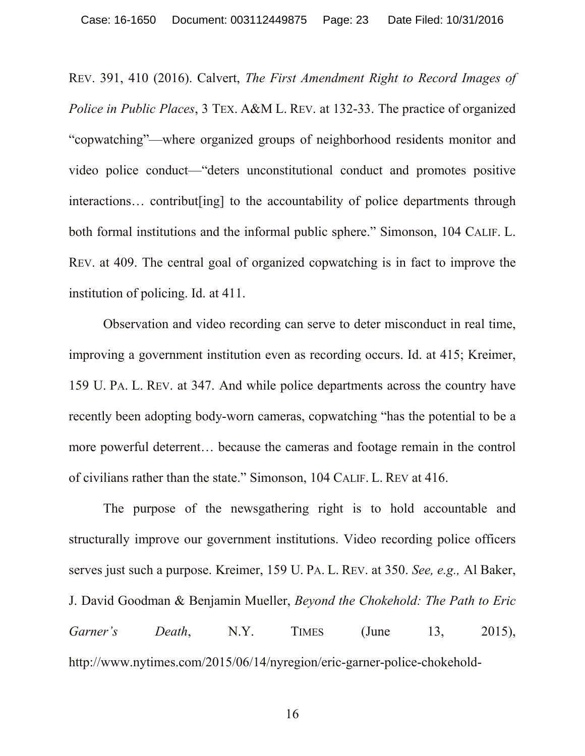REV. 391, 410 (2016). Calvert, *The First Amendment Right to Record Images of Police in Public Places*, 3 TEX. A&M L. REV. at 132-33. The practice of organized "copwatching"—where organized groups of neighborhood residents monitor and video police conduct—"deters unconstitutional conduct and promotes positive interactions… contribut[ing] to the accountability of police departments through both formal institutions and the informal public sphere." Simonson, 104 CALIF. L. REV. at 409. The central goal of organized copwatching is in fact to improve the institution of policing. Id. at 411.

Observation and video recording can serve to deter misconduct in real time, improving a government institution even as recording occurs. Id. at 415; Kreimer, 159 U. PA. L. REV. at 347. And while police departments across the country have recently been adopting body-worn cameras, copwatching "has the potential to be a more powerful deterrent… because the cameras and footage remain in the control of civilians rather than the state." Simonson, 104 CALIF. L. REV at 416.

The purpose of the newsgathering right is to hold accountable and structurally improve our government institutions. Video recording police officers serves just such a purpose. Kreimer, 159 U. PA. L. REV. at 350. *See, e.g.,* Al Baker, J. David Goodman & Benjamin Mueller, *Beyond the Chokehold: The Path to Eric Garner's Death*, N.Y. TIMES (June 13, 2015), http://www.nytimes.com/2015/06/14/nyregion/eric-garner-police-chokehold-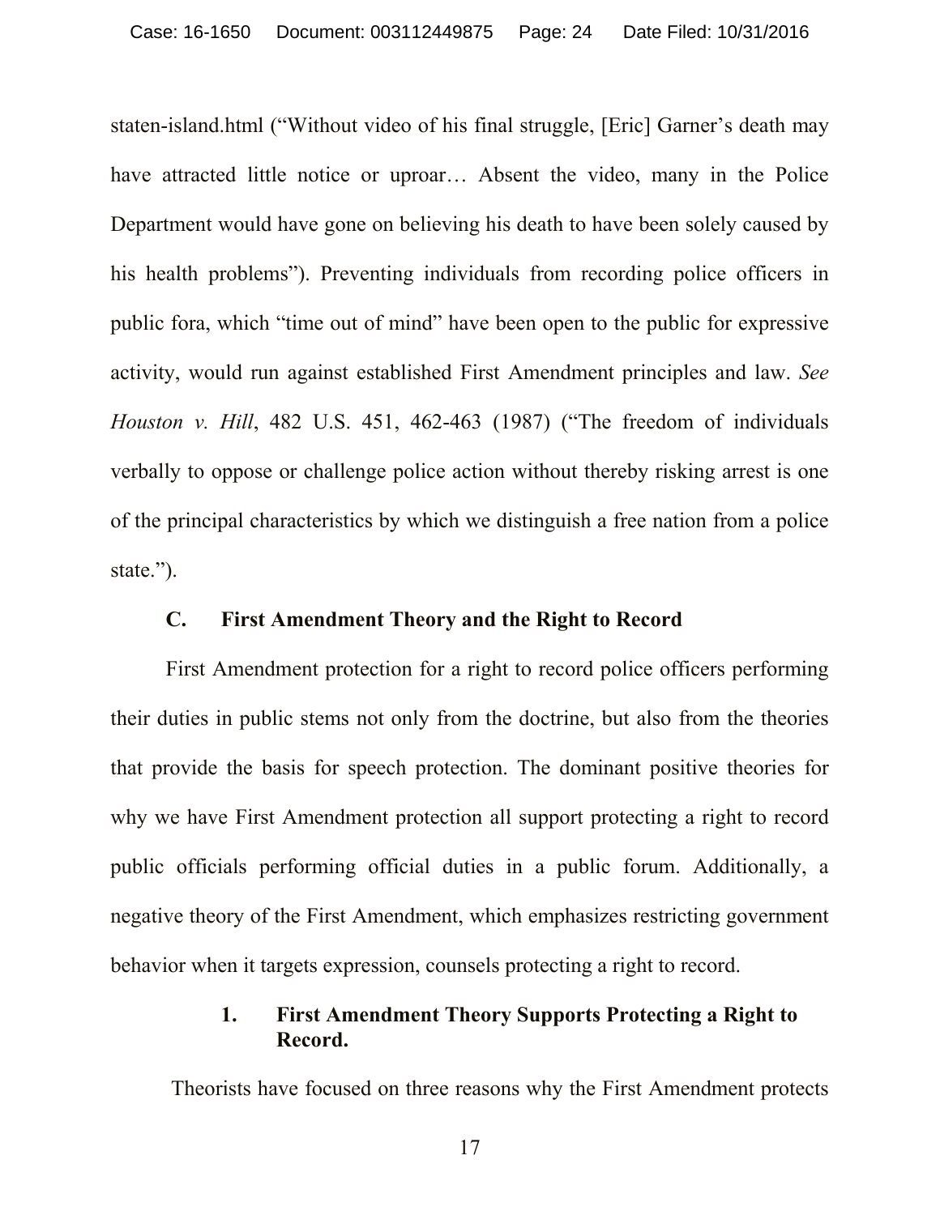staten-island.html ("Without video of his final struggle, [Eric] Garner's death may have attracted little notice or uproar… Absent the video, many in the Police Department would have gone on believing his death to have been solely caused by his health problems"). Preventing individuals from recording police officers in public fora, which "time out of mind" have been open to the public for expressive activity, would run against established First Amendment principles and law. *See Houston v. Hill*, 482 U.S. 451, 462-463 (1987) ("The freedom of individuals verbally to oppose or challenge police action without thereby risking arrest is one of the principal characteristics by which we distinguish a free nation from a police state.").

### C. First Amendment Theory and the Right to Record

First Amendment protection for a right to record police officers performing their duties in public stems not only from the doctrine, but also from the theories that provide the basis for speech protection. The dominant positive theories for why we have First Amendment protection all support protecting a right to record public officials performing official duties in a public forum. Additionally, a negative theory of the First Amendment, which emphasizes restricting government behavior when it targets expression, counsels protecting a right to record.

#### 1. First Amendment Theory Supports Protecting a Right to Record.

Theorists have focused on three reasons why the First Amendment protects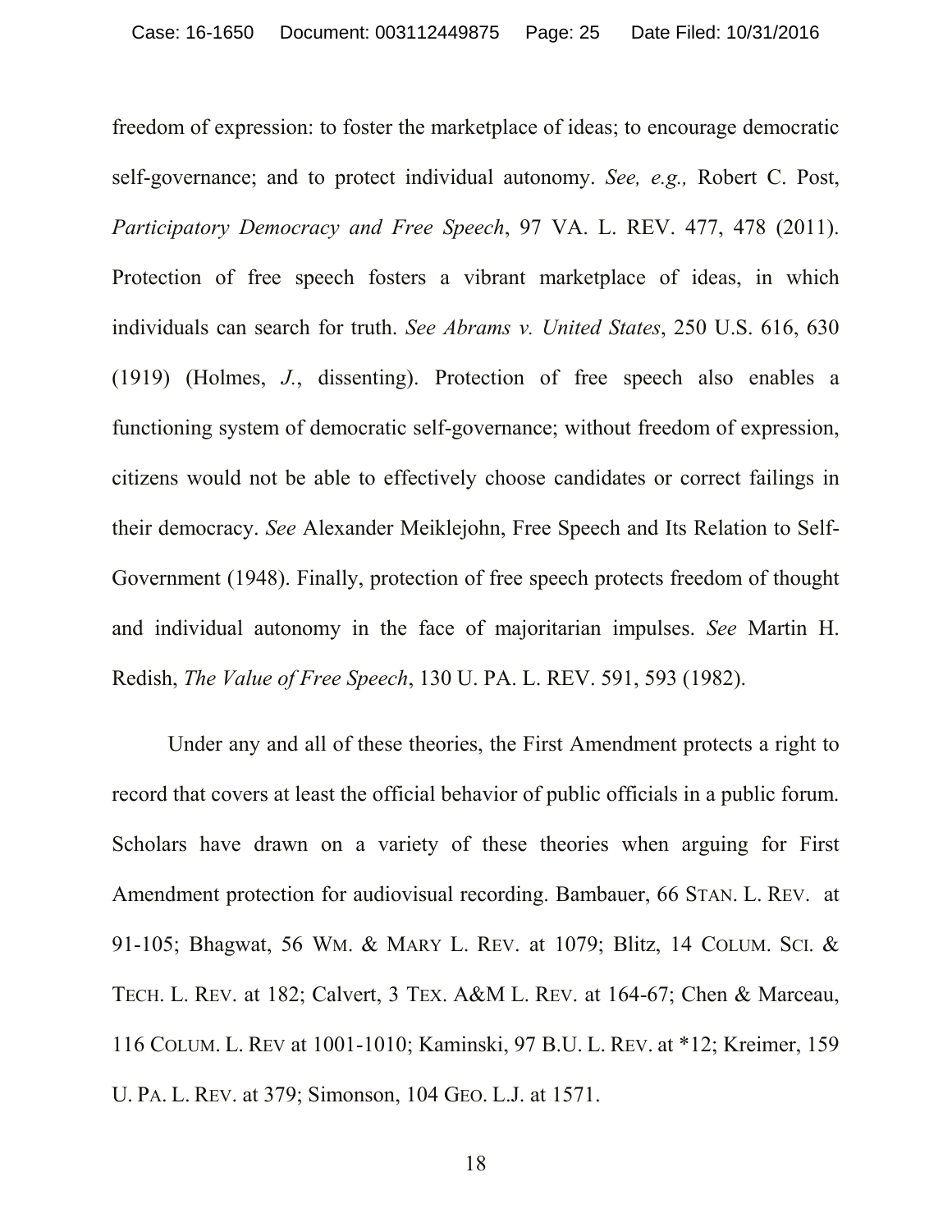freedom of expression: to foster the marketplace of ideas; to encourage democratic self-governance; and to protect individual autonomy. *See, e.g.,* Robert C. Post, *Participatory Democracy and Free Speech*, 97 VA. L. REV. 477, 478 (2011). Protection of free speech fosters a vibrant marketplace of ideas, in which individuals can search for truth. *See Abrams v. United States*, 250 U.S. 616, 630 (1919) (Holmes, *J.*, dissenting). Protection of free speech also enables a functioning system of democratic self-governance; without freedom of expression, citizens would not be able to effectively choose candidates or correct failings in their democracy. *See* Alexander Meiklejohn, Free Speech and Its Relation to Self-Government (1948). Finally, protection of free speech protects freedom of thought and individual autonomy in the face of majoritarian impulses. *See* Martin H. Redish, *The Value of Free Speech*, 130 U. PA. L. REV. 591, 593 (1982).

Under any and all of these theories, the First Amendment protects a right to record that covers at least the official behavior of public officials in a public forum. Scholars have drawn on a variety of these theories when arguing for First Amendment protection for audiovisual recording. Bambauer, 66 STAN. L. REV. at 91-105; Bhagwat, 56 WM. & MARY L. REV. at 1079; Blitz, 14 COLUM. SCI. & TECH. L. REV. at 182; Calvert, 3 TEX. A&M L. REV. at 164-67; Chen & Marceau, 116 COLUM. L. REV at 1001-1010; Kaminski, 97 B.U. L. REV. at *12; Kreimer, 159 U. PA. L. REV. at 379; Simonson, 104 GEO. L.J. at 1571.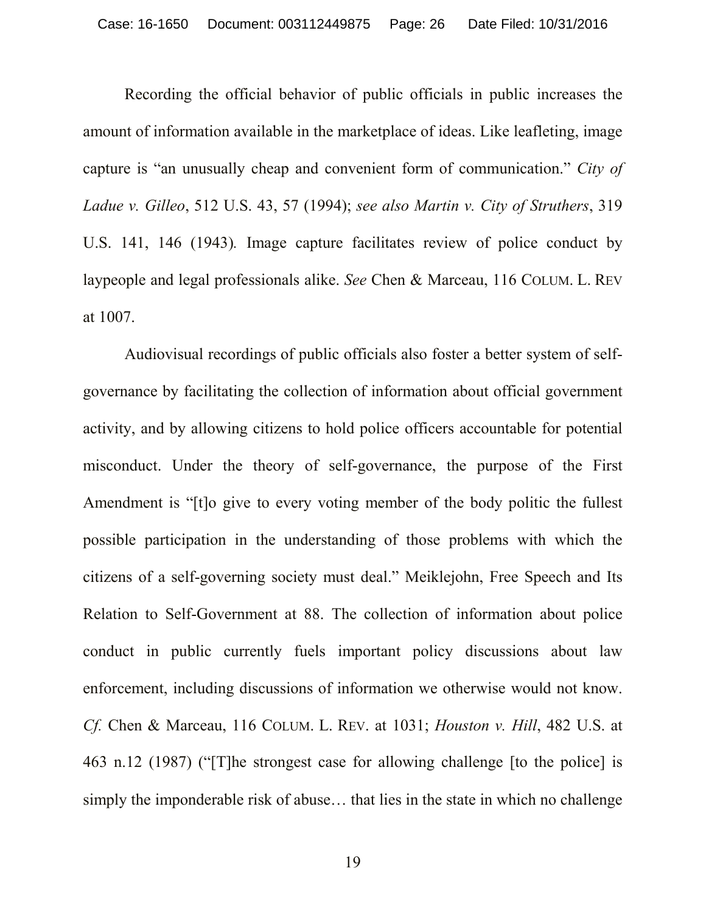Recording the official behavior of public officials in public increases the amount of information available in the marketplace of ideas. Like leafleting, image capture is "an unusually cheap and convenient form of communication." *City of Ladue v. Gilleo*, 512 U.S. 43, 57 (1994); *see also Martin v. City of Struthers*, 319 U.S. 141, 146 (1943). Image capture facilitates review of police conduct by laypeople and legal professionals alike. *See* Chen & Marceau, 116 COLUM. L. REV at 1007.

Audiovisual recordings of public officials also foster a better system of self-governance by facilitating the collection of information about official government activity, and by allowing citizens to hold police officers accountable for potential misconduct. Under the theory of self-governance, the purpose of the First Amendment is "[t]o give to every voting member of the body politic the fullest possible participation in the understanding of those problems with which the citizens of a self-governing society must deal." Meiklejohn, Free Speech and Its Relation to Self-Government at 88. The collection of information about police conduct in public currently fuels important policy discussions about law enforcement, including discussions of information we otherwise would not know. *Cf.* Chen & Marceau, 116 COLUM. L. REV. at 1031; *Houston v. Hill*, 482 U.S. at 463 n.12 (1987) ("[T]he strongest case for allowing challenge [to the police] is simply the imponderable risk of abuse… that lies in the state in which no challenge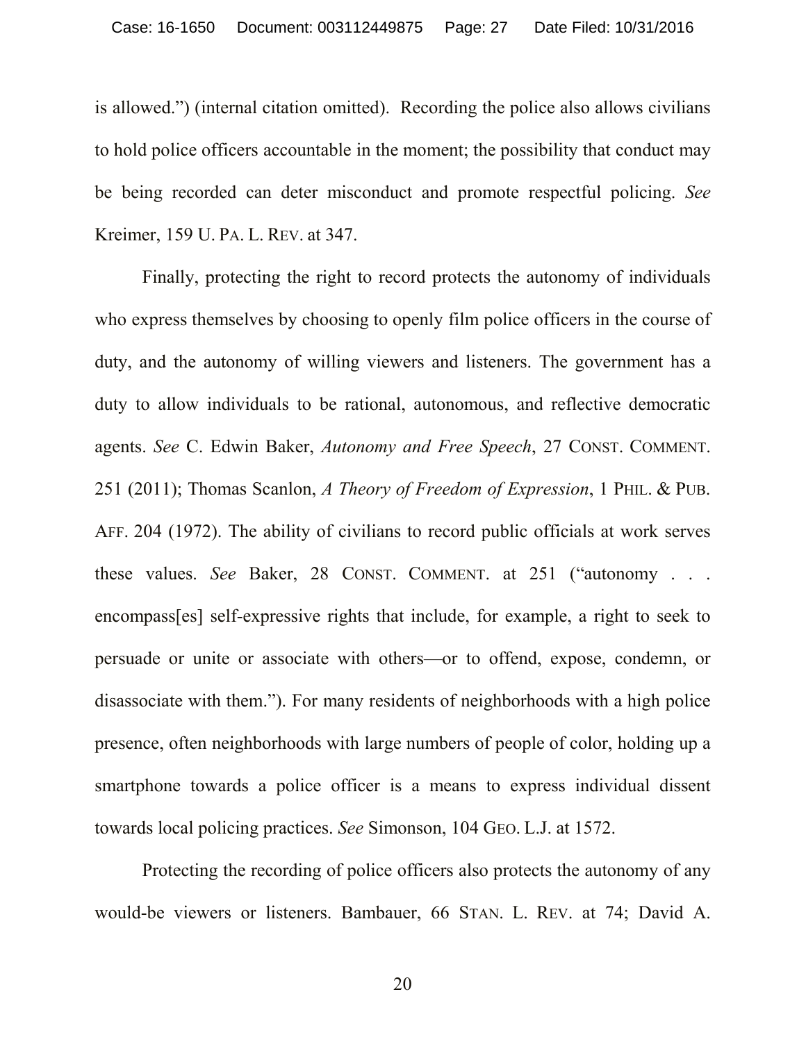is allowed.") (internal citation omitted). Recording the police also allows civilians to hold police officers accountable in the moment; the possibility that conduct may be being recorded can deter misconduct and promote respectful policing. *See* Kreimer, 159 U. PA. L. REV. at 347.

Finally, protecting the right to record protects the autonomy of individuals who express themselves by choosing to openly film police officers in the course of duty, and the autonomy of willing viewers and listeners. The government has a duty to allow individuals to be rational, autonomous, and reflective democratic agents. *See* C. Edwin Baker, *Autonomy and Free Speech*, 27 CONST. COMMENT. 251 (2011); Thomas Scanlon, *A Theory of Freedom of Expression*, 1 PHIL. & PUB. AFF. 204 (1972). The ability of civilians to record public officials at work serves these values. *See* Baker, 28 CONST. COMMENT. at 251 ("autonomy . . . encompass[es] self-expressive rights that include, for example, a right to seek to persuade or unite or associate with others—or to offend, expose, condemn, or disassociate with them."). For many residents of neighborhoods with a high police presence, often neighborhoods with large numbers of people of color, holding up a smartphone towards a police officer is a means to express individual dissent towards local policing practices. *See* Simonson, 104 GEO. L.J. at 1572.

Protecting the recording of police officers also protects the autonomy of any would-be viewers or listeners. Bambauer, 66 STAN. L. REV. at 74; David A.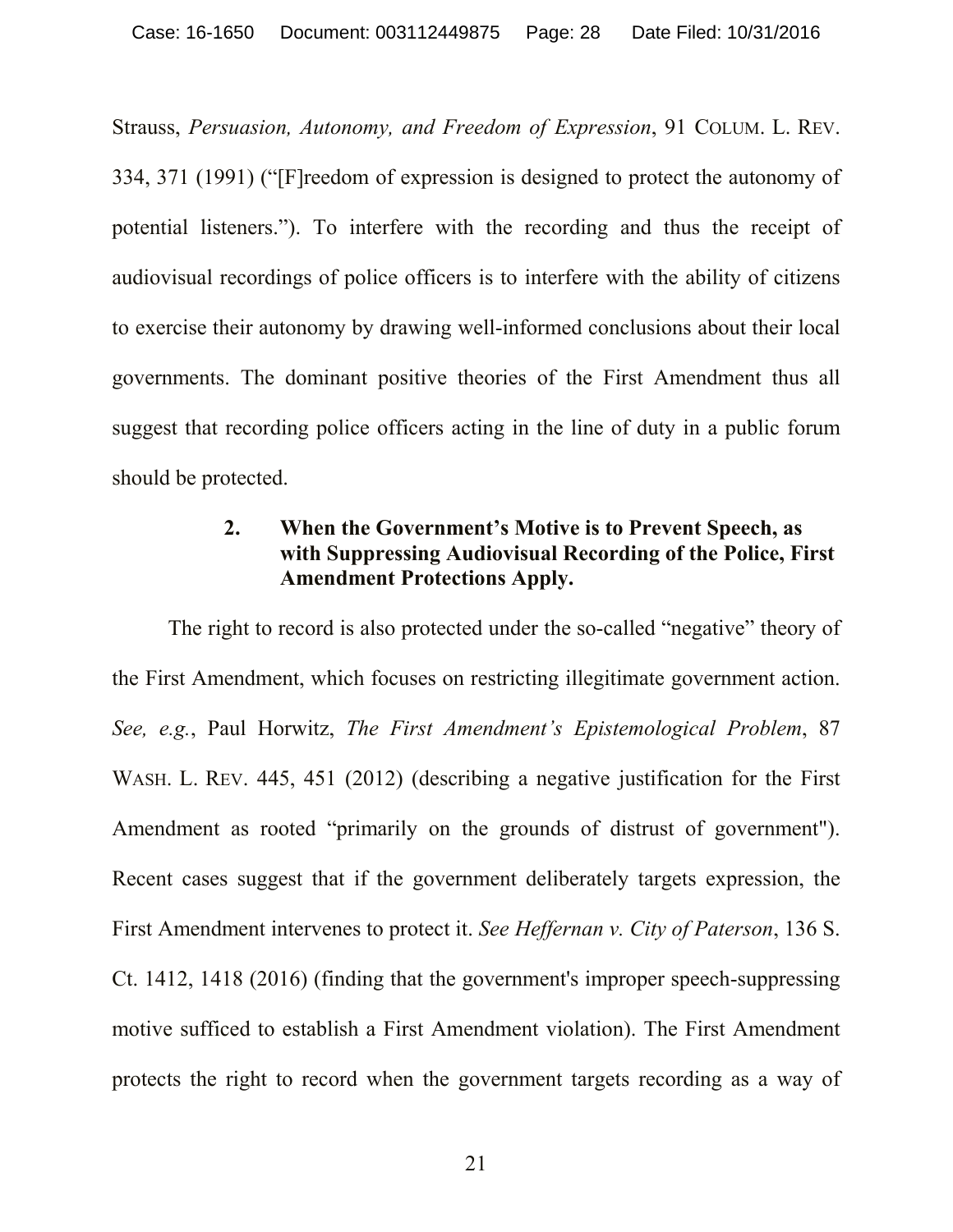Strauss, *Persuasion, Autonomy, and Freedom of Expression*, 91 COLUM. L. REV. 334, 371 (1991) ("[F]reedom of expression is designed to protect the autonomy of potential listeners."). To interfere with the recording and thus the receipt of audiovisual recordings of police officers is to interfere with the ability of citizens to exercise their autonomy by drawing well-informed conclusions about their local governments. The dominant positive theories of the First Amendment thus all suggest that recording police officers acting in the line of duty in a public forum should be protected.

### 2. When the Government's Motive is to Prevent Speech, as with Suppressing Audiovisual Recording of the Police, First Amendment Protections Apply.

The right to record is also protected under the so-called "negative" theory of the First Amendment, which focuses on restricting illegitimate government action. *See, e.g.*, Paul Horwitz, *The First Amendment's Epistemological Problem*, 87 WASH. L. REV. 445, 451 (2012) (describing a negative justification for the First Amendment as rooted "primarily on the grounds of distrust of government"). Recent cases suggest that if the government deliberately targets expression, the First Amendment intervenes to protect it. *See Heffernan v. City of Paterson*, 136 S. Ct. 1412, 1418 (2016) (finding that the government's improper speech-suppressing motive sufficed to establish a First Amendment violation). The First Amendment protects the right to record when the government targets recording as a way of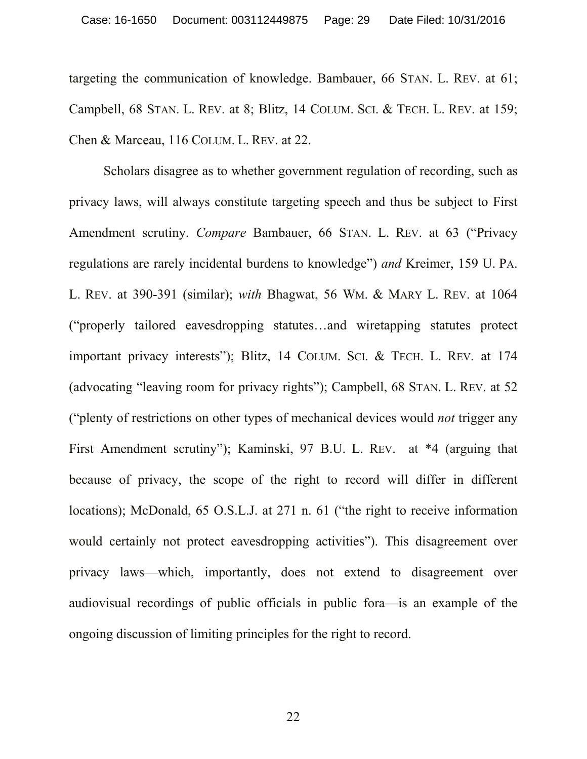targeting the communication of knowledge. Bambauer, 66 STAN. L. REV. at 61; Campbell, 68 STAN. L. REV. at 8; Blitz, 14 COLUM. SCI. & TECH. L. REV. at 159; Chen & Marceau, 116 COLUM. L. REV. at 22.

Scholars disagree as to whether government regulation of recording, such as privacy laws, will always constitute targeting speech and thus be subject to First Amendment scrutiny. *Compare* Bambauer, 66 STAN. L. REV. at 63 ("Privacy regulations are rarely incidental burdens to knowledge") *and* Kreimer, 159 U. PA. L. REV. at 390-391 (similar); *with* Bhagwat, 56 WM. & MARY L. REV. at 1064 ("properly tailored eavesdropping statutes…and wiretapping statutes protect important privacy interests"); Blitz, 14 COLUM. SCI. & TECH. L. REV. at 174 (advocating "leaving room for privacy rights"); Campbell, 68 STAN. L. REV. at 52 ("plenty of restrictions on other types of mechanical devices would *not* trigger any First Amendment scrutiny"); Kaminski, 97 B.U. L. REV. at *4 (arguing that because of privacy, the scope of the right to record will differ in different locations); McDonald, 65 O.S.L.J. at 271 n. 61 ("the right to receive information would certainly not protect eavesdropping activities"). This disagreement over privacy laws—which, importantly, does not extend to disagreement over audiovisual recordings of public officials in public fora—is an example of the ongoing discussion of limiting principles for the right to record.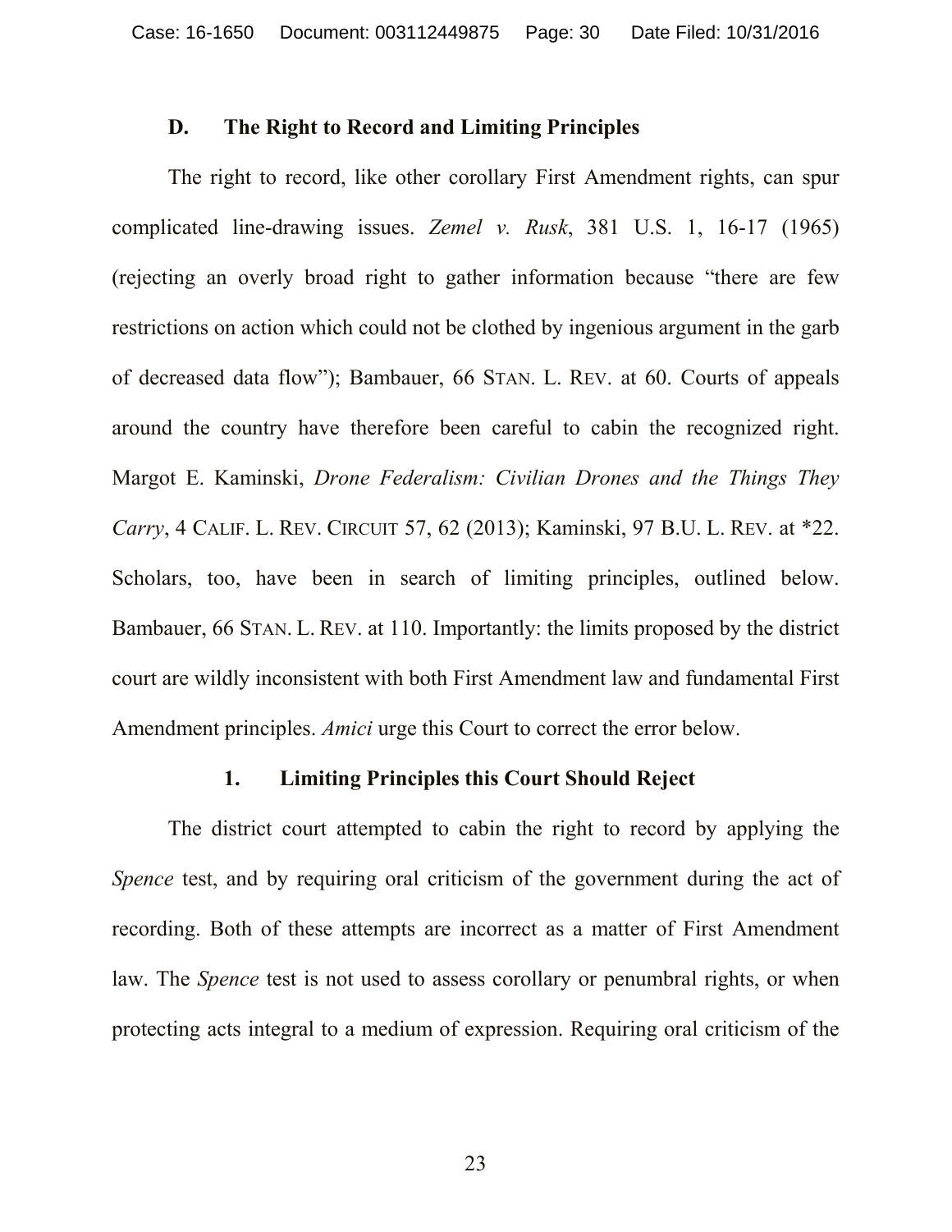### D. The Right to Record and Limiting Principles

The right to record, like other corollary First Amendment rights, can spur complicated line-drawing issues. *Zemel v. Rusk*, 381 U.S. 1, 16-17 (1965) (rejecting an overly broad right to gather information because "there are few restrictions on action which could not be clothed by ingenious argument in the garb of decreased data flow"); Bambauer, 66 STAN. L. REV. at 60. Courts of appeals around the country have therefore been careful to cabin the recognized right. Margot E. Kaminski, *Drone Federalism: Civilian Drones and the Things They Carry*, 4 CALIF. L. REV. CIRCUIT 57, 62 (2013); Kaminski, 97 B.U. L. REV. at *22. Scholars, too, have been in search of limiting principles, outlined below. Bambauer, 66 STAN. L. REV. at 110. Importantly: the limits proposed by the district court are wildly inconsistent with both First Amendment law and fundamental First Amendment principles. *Amici* urge this Court to correct the error below.

#### 1. Limiting Principles this Court Should Reject

The district court attempted to cabin the right to record by applying the *Spence* test, and by requiring oral criticism of the government during the act of recording. Both of these attempts are incorrect as a matter of First Amendment law. The *Spence* test is not used to assess corollary or penumbral rights, or when protecting acts integral to a medium of expression. Requiring oral criticism of the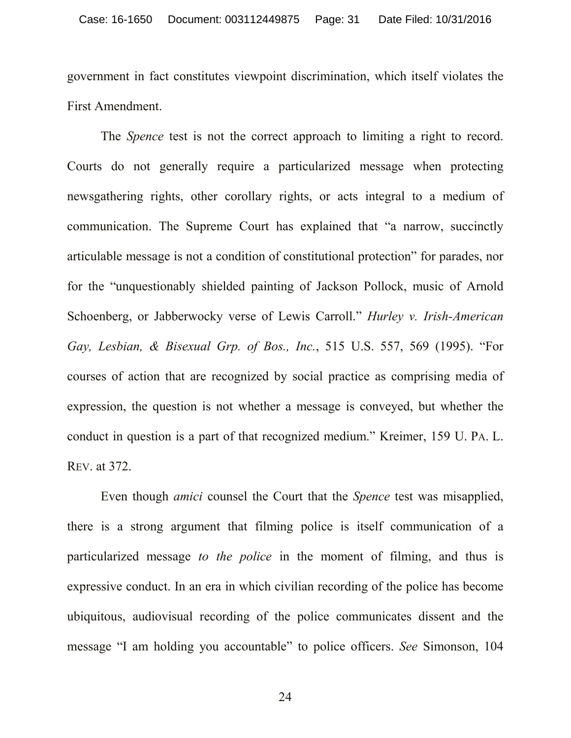government in fact constitutes viewpoint discrimination, which itself violates the First Amendment.

The *Spence* test is not the correct approach to limiting a right to record. Courts do not generally require a particularized message when protecting newsgathering rights, other corollary rights, or acts integral to a medium of communication. The Supreme Court has explained that "a narrow, succinctly articulable message is not a condition of constitutional protection" for parades, nor for the "unquestionably shielded painting of Jackson Pollock, music of Arnold Schoenberg, or Jabberwocky verse of Lewis Carroll." *Hurley v. Irish-American Gay, Lesbian, & Bisexual Grp. of Bos., Inc.*, 515 U.S. 557, 569 (1995). "For courses of action that are recognized by social practice as comprising media of expression, the question is not whether a message is conveyed, but whether the conduct in question is a part of that recognized medium." Kreimer, 159 U. PA. L. REV. at 372.

Even though *amici* counsel the Court that the *Spence* test was misapplied, there is a strong argument that filming police is itself communication of a particularized message *to the police* in the moment of filming, and thus is expressive conduct. In an era in which civilian recording of the police has become ubiquitous, audiovisual recording of the police communicates dissent and the message "I am holding you accountable" to police officers. *See* Simonson, 104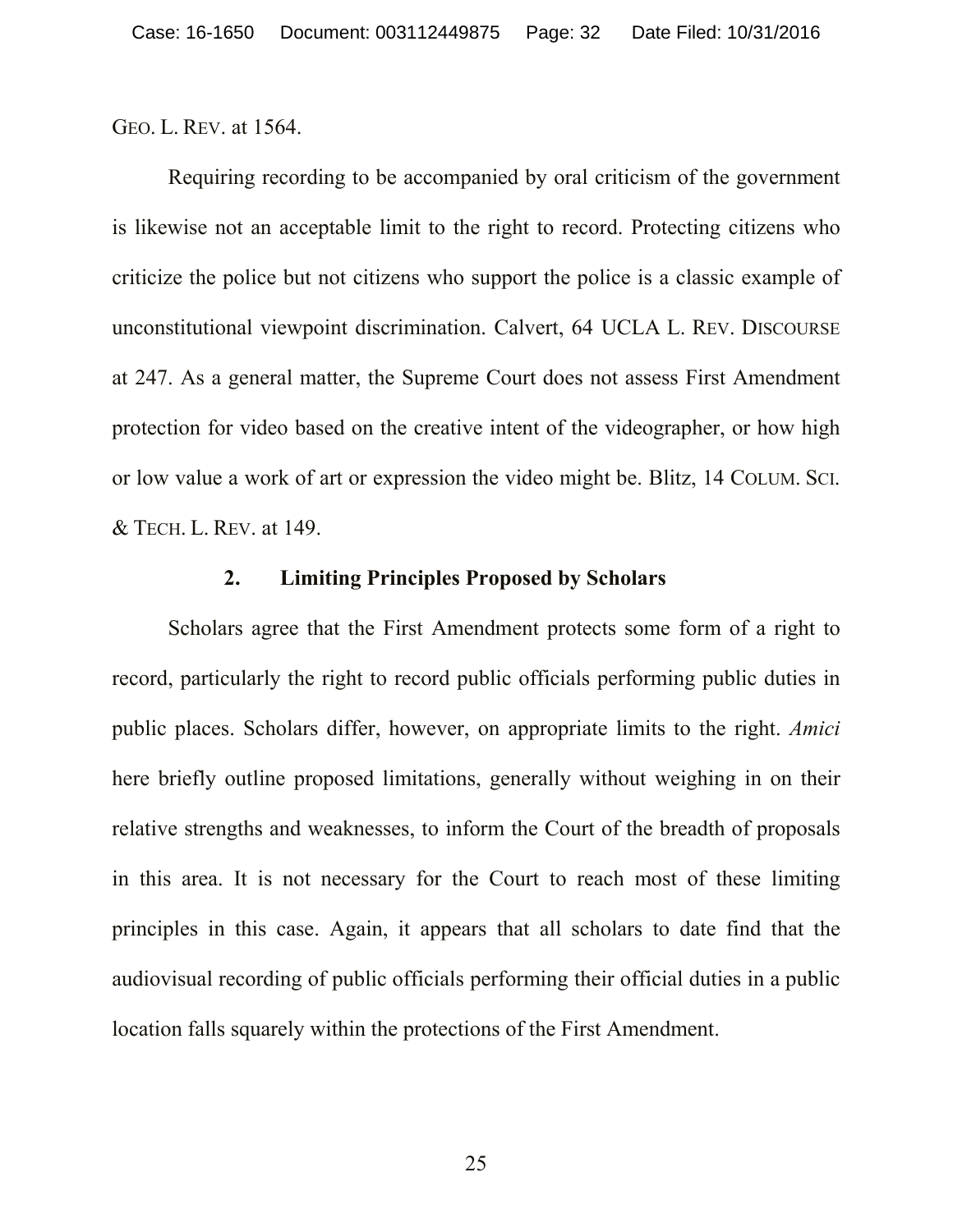GEO. L. REV. at 1564.

Requiring recording to be accompanied by oral criticism of the government is likewise not an acceptable limit to the right to record. Protecting citizens who criticize the police but not citizens who support the police is a classic example of unconstitutional viewpoint discrimination. Calvert, 64 UCLA L. REV. DISCOURSE at 247. As a general matter, the Supreme Court does not assess First Amendment protection for video based on the creative intent of the videographer, or how high or low value a work of art or expression the video might be. Blitz, 14 COLUM. SCI. & TECH. L. REV. at 149.

### 2. Limiting Principles Proposed by Scholars

Scholars agree that the First Amendment protects some form of a right to record, particularly the right to record public officials performing public duties in public places. Scholars differ, however, on appropriate limits to the right. *Amici* here briefly outline proposed limitations, generally without weighing in on their relative strengths and weaknesses, to inform the Court of the breadth of proposals in this area. It is not necessary for the Court to reach most of these limiting principles in this case. Again, it appears that all scholars to date find that the audiovisual recording of public officials performing their official duties in a public location falls squarely within the protections of the First Amendment.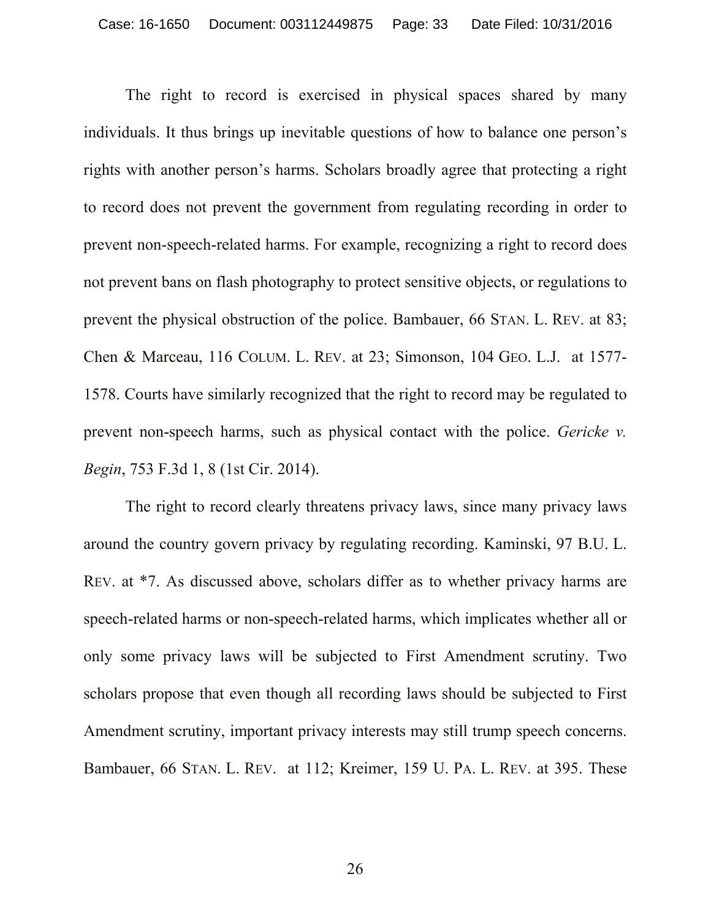The right to record is exercised in physical spaces shared by many individuals. It thus brings up inevitable questions of how to balance one person's rights with another person's harms. Scholars broadly agree that protecting a right to record does not prevent the government from regulating recording in order to prevent non-speech-related harms. For example, recognizing a right to record does not prevent bans on flash photography to protect sensitive objects, or regulations to prevent the physical obstruction of the police. Bambauer, 66 STAN. L. REV. at 83; Chen & Marceau, 116 COLUM. L. REV. at 23; Simonson, 104 GEO. L.J. at 1577-1578. Courts have similarly recognized that the right to record may be regulated to prevent non-speech harms, such as physical contact with the police. *Gericke v. Begin*, 753 F.3d 1, 8 (1st Cir. 2014).

The right to record clearly threatens privacy laws, since many privacy laws around the country govern privacy by regulating recording. Kaminski, 97 B.U. L. REV. at *7. As discussed above, scholars differ as to whether privacy harms are speech-related harms or non-speech-related harms, which implicates whether all or only some privacy laws will be subjected to First Amendment scrutiny. Two scholars propose that even though all recording laws should be subjected to First Amendment scrutiny, important privacy interests may still trump speech concerns. Bambauer, 66 STAN. L. REV. at 112; Kreimer, 159 U. PA. L. REV. at 395. These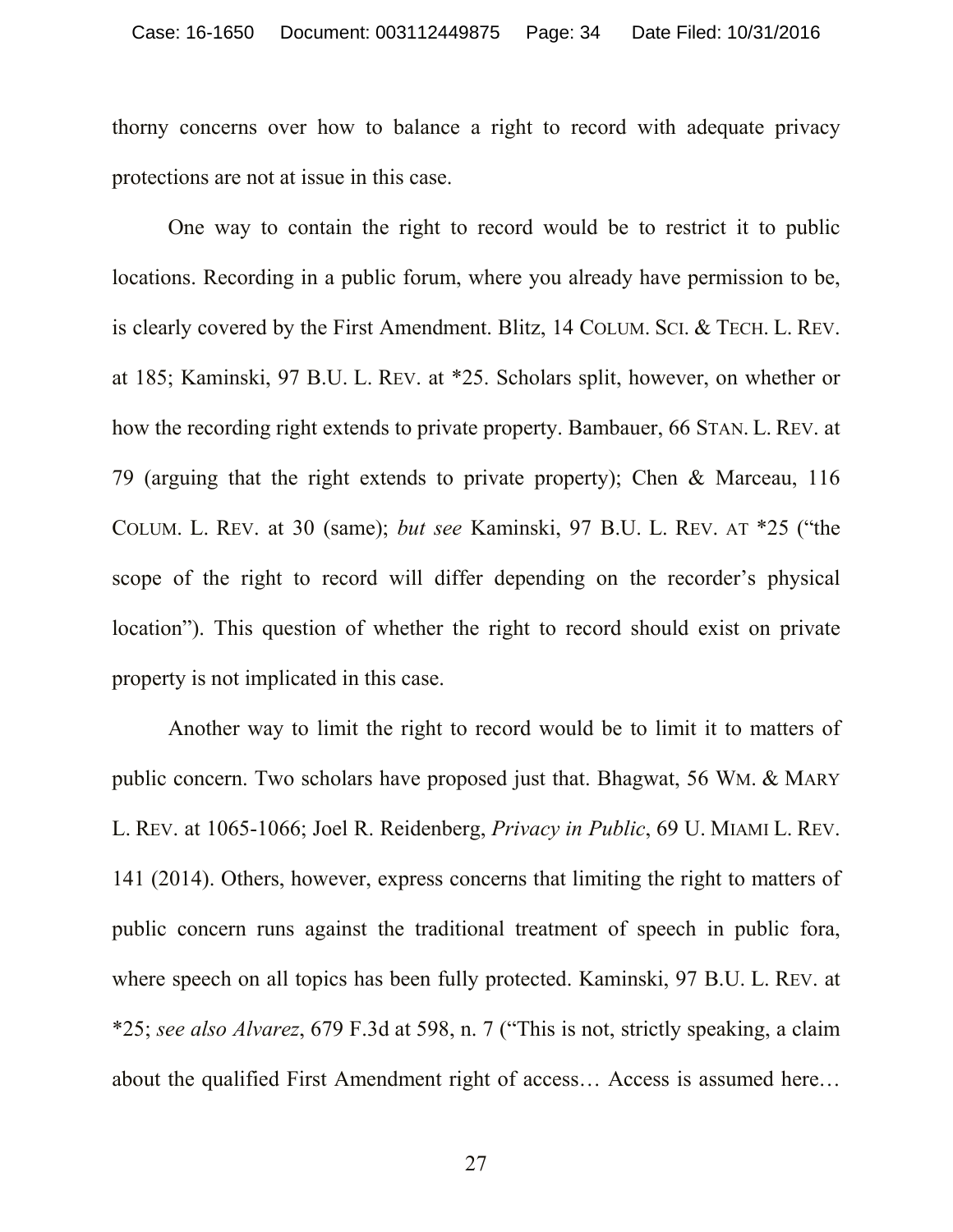thorny concerns over how to balance a right to record with adequate privacy protections are not at issue in this case.

One way to contain the right to record would be to restrict it to public locations. Recording in a public forum, where you already have permission to be, is clearly covered by the First Amendment. Blitz, 14 COLUM. SCI. & TECH. L. REV. at 185; Kaminski, 97 B.U. L. REV. at *25. Scholars split, however, on whether or how the recording right extends to private property. Bambauer, 66 STAN. L. REV. at 79 (arguing that the right extends to private property); Chen & Marceau, 116 COLUM. L. REV. at 30 (same); *but see* Kaminski, 97 B.U. L. REV. AT *25 ("the scope of the right to record will differ depending on the recorder's physical location"). This question of whether the right to record should exist on private property is not implicated in this case.

Another way to limit the right to record would be to limit it to matters of public concern. Two scholars have proposed just that. Bhagwat, 56 WM. & MARY L. REV. at 1065-1066; Joel R. Reidenberg, *Privacy in Public*, 69 U. MIAMI L. REV. 141 (2014). Others, however, express concerns that limiting the right to matters of public concern runs against the traditional treatment of speech in public fora, where speech on all topics has been fully protected. Kaminski, 97 B.U. L. REV. at *25; *see also Alvarez*, 679 F.3d at 598, n. 7 ("This is not, strictly speaking, a claim about the qualified First Amendment right of access… Access is assumed here…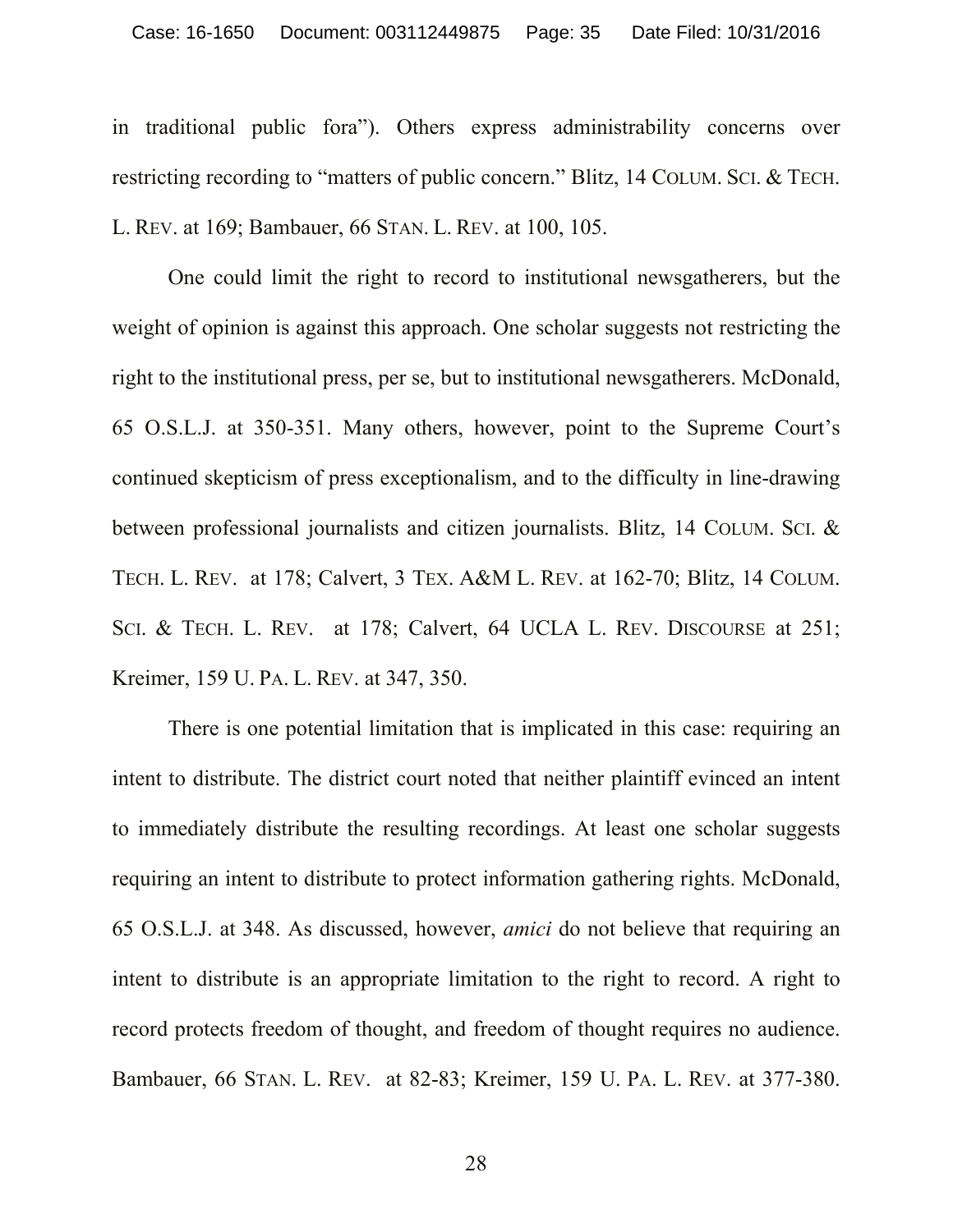in traditional public fora"). Others express administrability concerns over restricting recording to "matters of public concern." Blitz, 14 COLUM. SCI. & TECH. L. REV. at 169; Bambauer, 66 STAN. L. REV. at 100, 105.

One could limit the right to record to institutional newsgatherers, but the weight of opinion is against this approach. One scholar suggests not restricting the right to the institutional press, per se, but to institutional newsgatherers. McDonald, 65 O.S.L.J. at 350-351. Many others, however, point to the Supreme Court's continued skepticism of press exceptionalism, and to the difficulty in line-drawing between professional journalists and citizen journalists. Blitz, 14 COLUM. SCI. & TECH. L. REV. at 178; Calvert, 3 TEX. A&M L. REV. at 162-70; Blitz, 14 COLUM. SCI. & TECH. L. REV. at 178; Calvert, 64 UCLA L. REV. DISCOURSE at 251; Kreimer, 159 U. PA. L. REV. at 347, 350.

There is one potential limitation that is implicated in this case: requiring an intent to distribute. The district court noted that neither plaintiff evinced an intent to immediately distribute the resulting recordings. At least one scholar suggests requiring an intent to distribute to protect information gathering rights. McDonald, 65 O.S.L.J. at 348. As discussed, however, *amici* do not believe that requiring an intent to distribute is an appropriate limitation to the right to record. A right to record protects freedom of thought, and freedom of thought requires no audience. Bambauer, 66 STAN. L. REV. at 82-83; Kreimer, 159 U. PA. L. REV. at 377-380.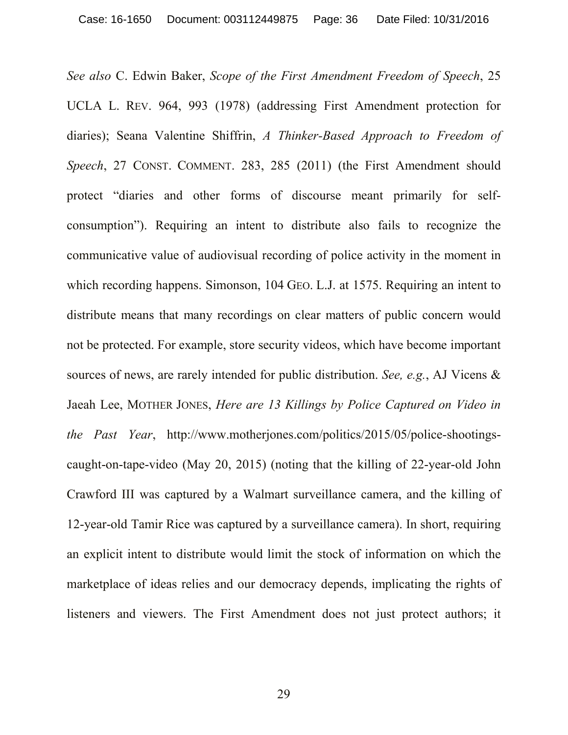*See also* C. Edwin Baker, *Scope of the First Amendment Freedom of Speech*, 25 UCLA L. REV. 964, 993 (1978) (addressing First Amendment protection for diaries); Seana Valentine Shiffrin, *A Thinker-Based Approach to Freedom of Speech*, 27 CONST. COMMENT. 283, 285 (2011) (the First Amendment should protect "diaries and other forms of discourse meant primarily for self-consumption"). Requiring an intent to distribute also fails to recognize the communicative value of audiovisual recording of police activity in the moment in which recording happens. Simonson, 104 GEO. L.J. at 1575. Requiring an intent to distribute means that many recordings on clear matters of public concern would not be protected. For example, store security videos, which have become important sources of news, are rarely intended for public distribution. *See, e.g.*, AJ Vicens & Jaeah Lee, MOTHER JONES, *Here are 13 Killings by Police Captured on Video in the Past Year*, http://www.motherjones.com/politics/2015/05/police-shootings-caught-on-tape-video (May 20, 2015) (noting that the killing of 22-year-old John Crawford III was captured by a Walmart surveillance camera, and the killing of 12-year-old Tamir Rice was captured by a surveillance camera). In short, requiring an explicit intent to distribute would limit the stock of information on which the marketplace of ideas relies and our democracy depends, implicating the rights of listeners and viewers. The First Amendment does not just protect authors; it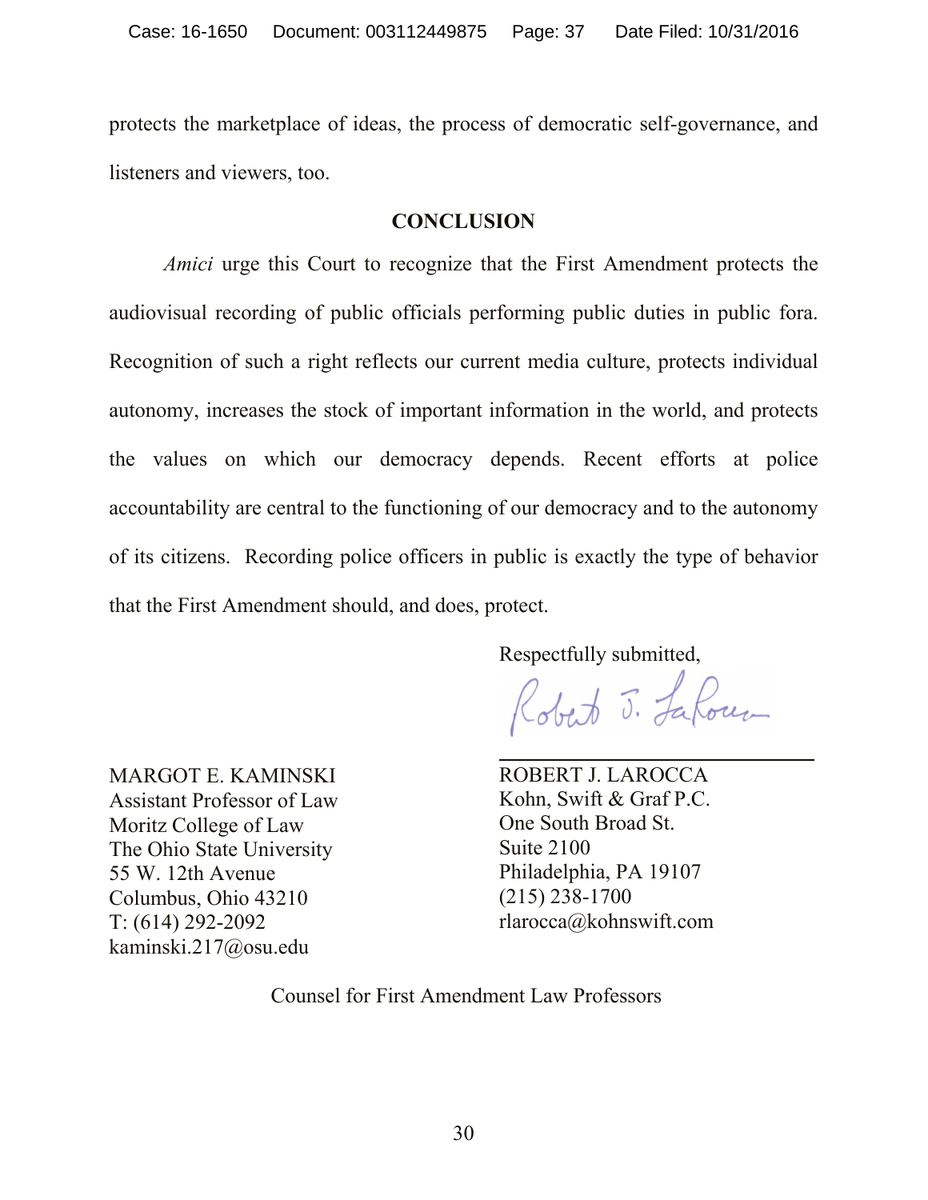protects the marketplace of ideas, the process of democratic self-governance, and listeners and viewers, too.

## CONCLUSION

*Amici* urge this Court to recognize that the First Amendment protects the audiovisual recording of public officials performing public duties in public fora. Recognition of such a right reflects our current media culture, protects individual autonomy, increases the stock of important information in the world, and protects the values on which our democracy depends. Recent efforts at police accountability are central to the functioning of our democracy and to the autonomy of its citizens. Recording police officers in public is exactly the type of behavior that the First Amendment should, and does, protect.

Respectfully submitted,

Robert J. LaRocca

ROBERT J. LAROCCA
Kohn, Swift & Graf P.C.
One South Broad St.
Suite 2100
Philadelphia, PA 19107
(215) 238-1700
rlarocca@kohnswift.com

MARGOT E. KAMINSKI
Assistant Professor of Law
Moritz College of Law
The Ohio State University
55 W. 12th Avenue
Columbus, Ohio 43210
T: (614) 292-2092
kaminski.217@osu.edu

Counsel for First Amendment Law Professors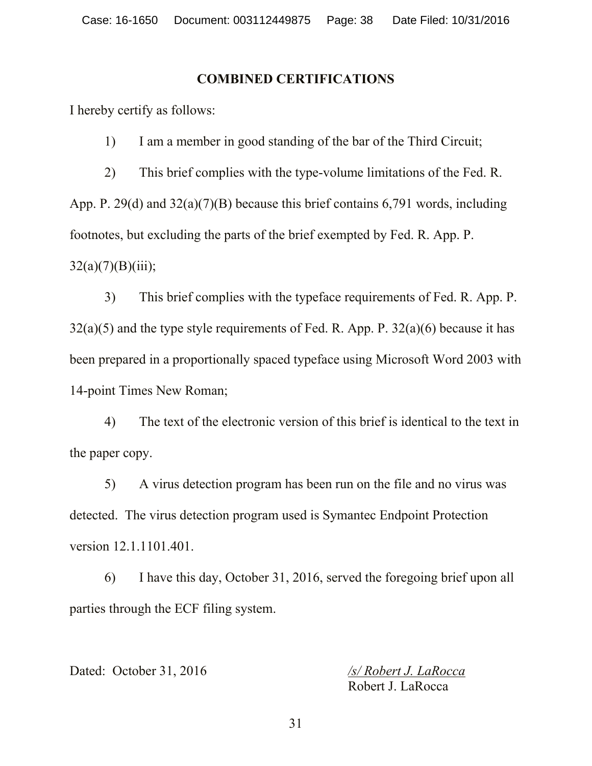## COMBINED CERTIFICATIONS

I hereby certify as follows:

1) I am a member in good standing of the bar of the Third Circuit;

2) This brief complies with the type-volume limitations of the Fed. R. App. P. 29(d) and 32(a)(7)(B) because this brief contains 6,791 words, including footnotes, but excluding the parts of the brief exempted by Fed. R. App. P. 32(a)(7)(B)(iii);

3) This brief complies with the typeface requirements of Fed. R. App. P. 32(a)(5) and the type style requirements of Fed. R. App. P. 32(a)(6) because it has been prepared in a proportionally spaced typeface using Microsoft Word 2003 with 14-point Times New Roman;

4) The text of the electronic version of this brief is identical to the text in the paper copy.

5) A virus detection program has been run on the file and no virus was detected. The virus detection program used is Symantec Endpoint Protection version 12.1.1101.401.

6) I have this day, October 31, 2016, served the foregoing brief upon all parties through the ECF filing system.

Dated: October 31, 2016

*/s/ Robert J. LaRocca*
Robert J. LaRocca